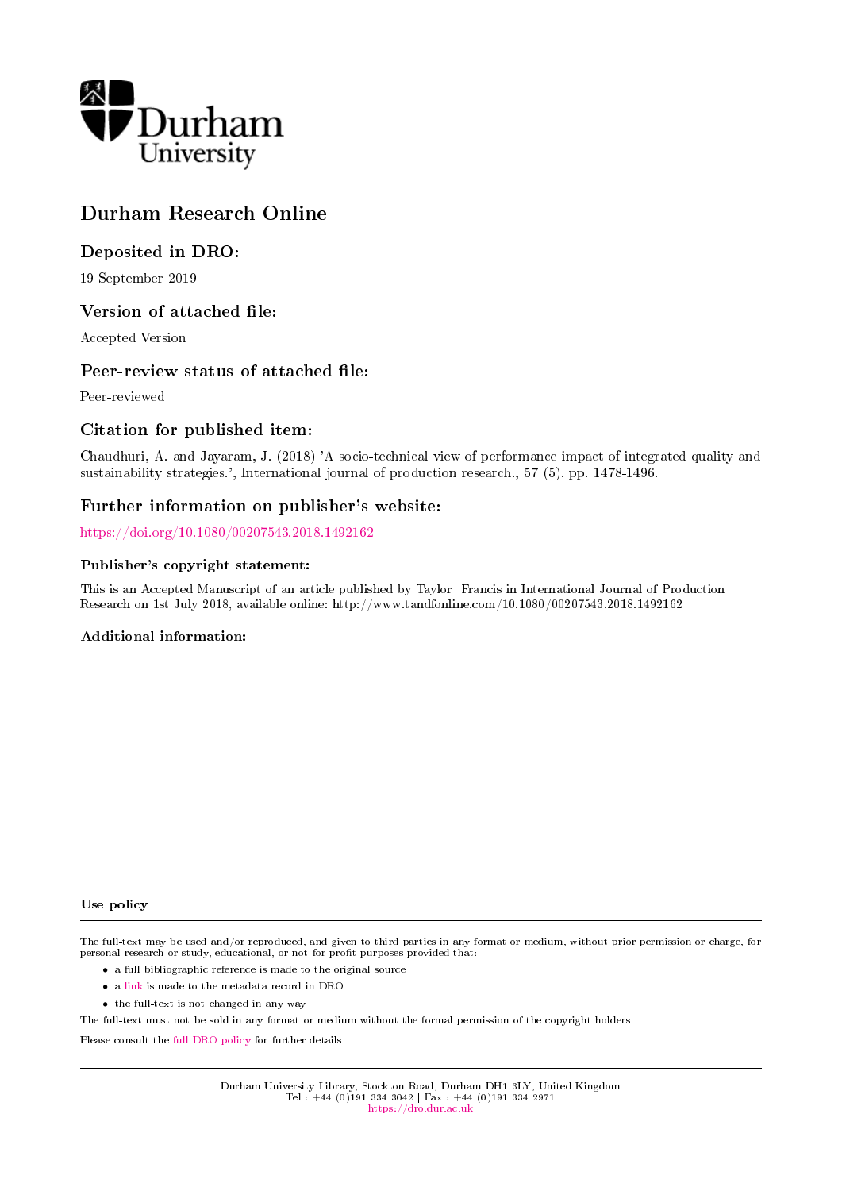Durham University

# Durham Research Online

## Deposited in DRO:

19 September 2019

## Version of attached file:

Accepted Version

## Peer-review status of attached file:

Peer-reviewed

## Citation for published item:

Chaudhuri, A. and Jayaram, J. (2018) 'A socio-technical view of performance impact of integrated quality and sustainability strategies.', International journal of production research., 57 (5). pp. 1478-1496.

## Further information on publisher's website:

https://doi.org/10.1080/00207543.2018.1492162

### Publisher's copyright statement:

This is an Accepted Manuscript of an article published by Taylor Francis in International Journal of Production Research on 1st July 2018, available online: http://www.tandfonline.com/10.1080/00207543.2018.1492162

### Additional information:

### Use policy

The full-text may be used and/or reproduced, and given to third parties in any format or medium, without prior permission or charge, for personal research or study, educational, or not-for-profit purposes provided that:

- a full bibliographic reference is made to the original source
- a link is made to the metadata record in DRO
- the full-text is not changed in any way

The full-text must not be sold in any format or medium without the formal permission of the copyright holders.

Please consult the full DRO policy for further details.

Durham University Library, Stockton Road, Durham DH1 3LY, United Kingdom
Tel : +44 (0)191 334 3042 | Fax : +44 (0)191 334 2971
https://dro.dur.ac.uk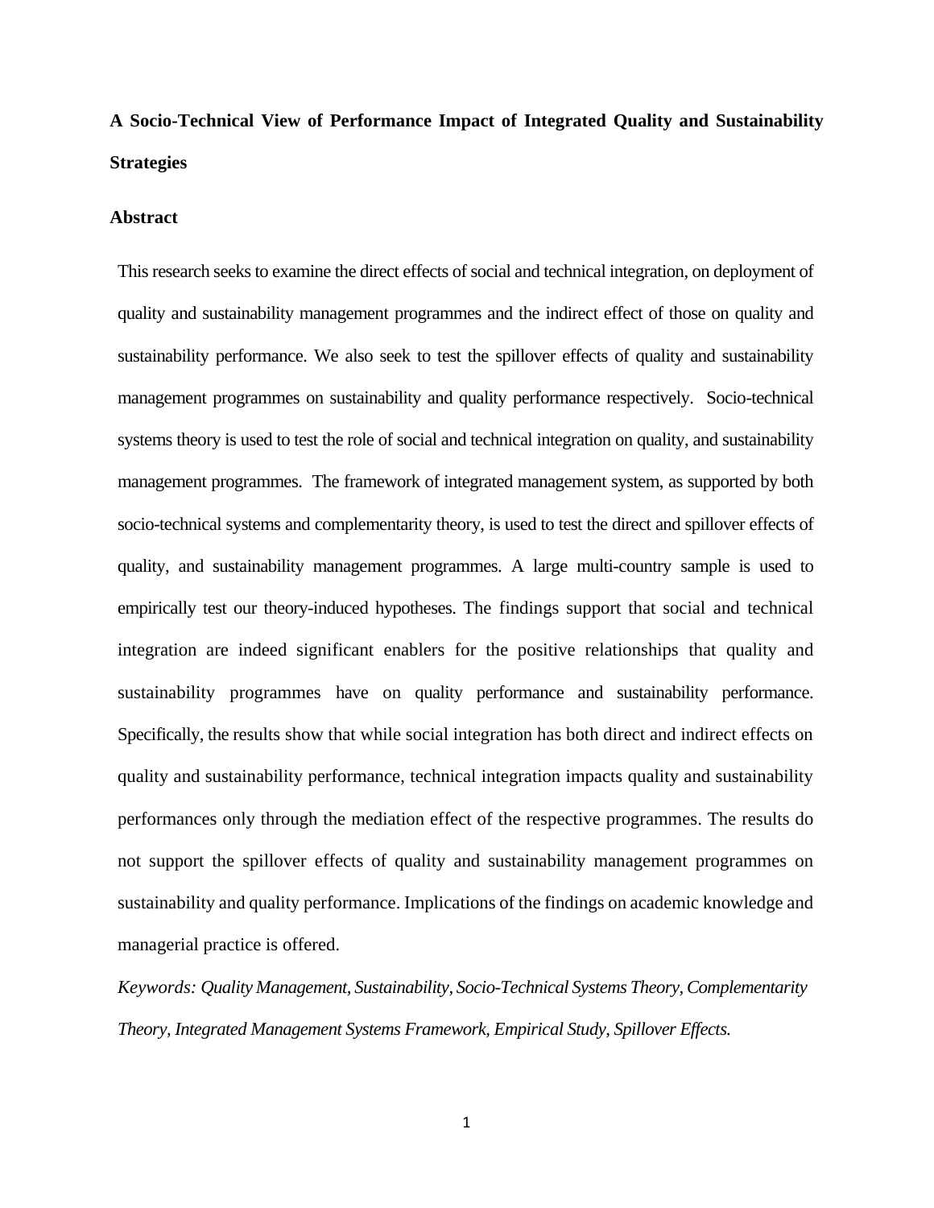# A Socio-Technical View of Performance Impact of Integrated Quality and Sustainability Strategies

## Abstract

This research seeks to examine the direct effects of social and technical integration, on deployment of quality and sustainability management programmes and the indirect effect of those on quality and sustainability performance. We also seek to test the spillover effects of quality and sustainability management programmes on sustainability and quality performance respectively. Socio-technical systems theory is used to test the role of social and technical integration on quality, and sustainability management programmes. The framework of integrated management system, as supported by both socio-technical systems and complementarity theory, is used to test the direct and spillover effects of quality, and sustainability management programmes. A large multi-country sample is used to empirically test our theory-induced hypotheses. The findings support that social and technical integration are indeed significant enablers for the positive relationships that quality and sustainability programmes have on quality performance and sustainability performance. Specifically, the results show that while social integration has both direct and indirect effects on quality and sustainability performance, technical integration impacts quality and sustainability performances only through the mediation effect of the respective programmes. The results do not support the spillover effects of quality and sustainability management programmes on sustainability and quality performance. Implications of the findings on academic knowledge and managerial practice is offered.

*Keywords: Quality Management, Sustainability, Socio-Technical Systems Theory, Complementarity Theory, Integrated Management Systems Framework, Empirical Study, Spillover Effects.*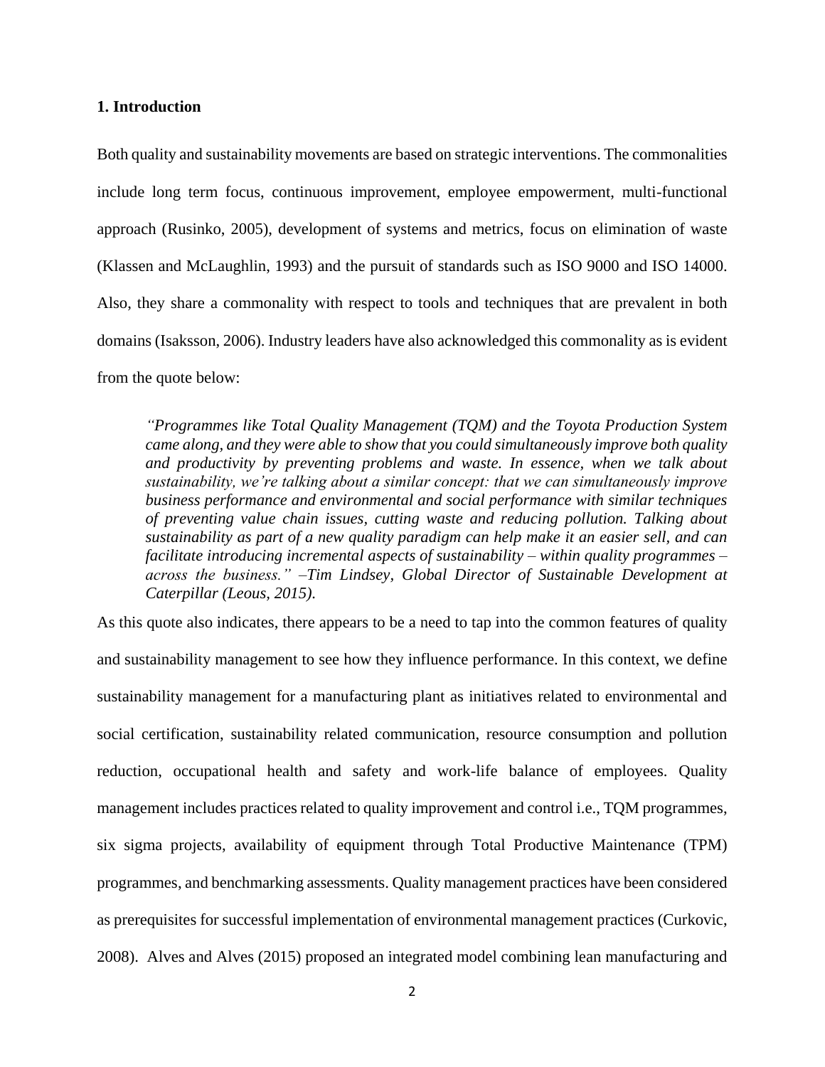## 1. Introduction

Both quality and sustainability movements are based on strategic interventions. The commonalities include long term focus, continuous improvement, employee empowerment, multi-functional approach (Rusinko, 2005), development of systems and metrics, focus on elimination of waste (Klassen and McLaughlin, 1993) and the pursuit of standards such as ISO 9000 and ISO 14000. Also, they share a commonality with respect to tools and techniques that are prevalent in both domains (Isaksson, 2006). Industry leaders have also acknowledged this commonality as is evident from the quote below:

> *"Programmes like Total Quality Management (TQM) and the Toyota Production System came along, and they were able to show that you could simultaneously improve both quality and productivity by preventing problems and waste. In essence, when we talk about sustainability, we're talking about a similar concept: that we can simultaneously improve business performance and environmental and social performance with similar techniques of preventing value chain issues, cutting waste and reducing pollution. Talking about sustainability as part of a new quality paradigm can help make it an easier sell, and can facilitate introducing incremental aspects of sustainability – within quality programmes – across the business." –Tim Lindsey, Global Director of Sustainable Development at Caterpillar (Leous, 2015).*

As this quote also indicates, there appears to be a need to tap into the common features of quality and sustainability management to see how they influence performance. In this context, we define sustainability management for a manufacturing plant as initiatives related to environmental and social certification, sustainability related communication, resource consumption and pollution reduction, occupational health and safety and work-life balance of employees. Quality management includes practices related to quality improvement and control i.e., TQM programmes, six sigma projects, availability of equipment through Total Productive Maintenance (TPM) programmes, and benchmarking assessments. Quality management practices have been considered as prerequisites for successful implementation of environmental management practices (Curkovic, 2008). Alves and Alves (2015) proposed an integrated model combining lean manufacturing and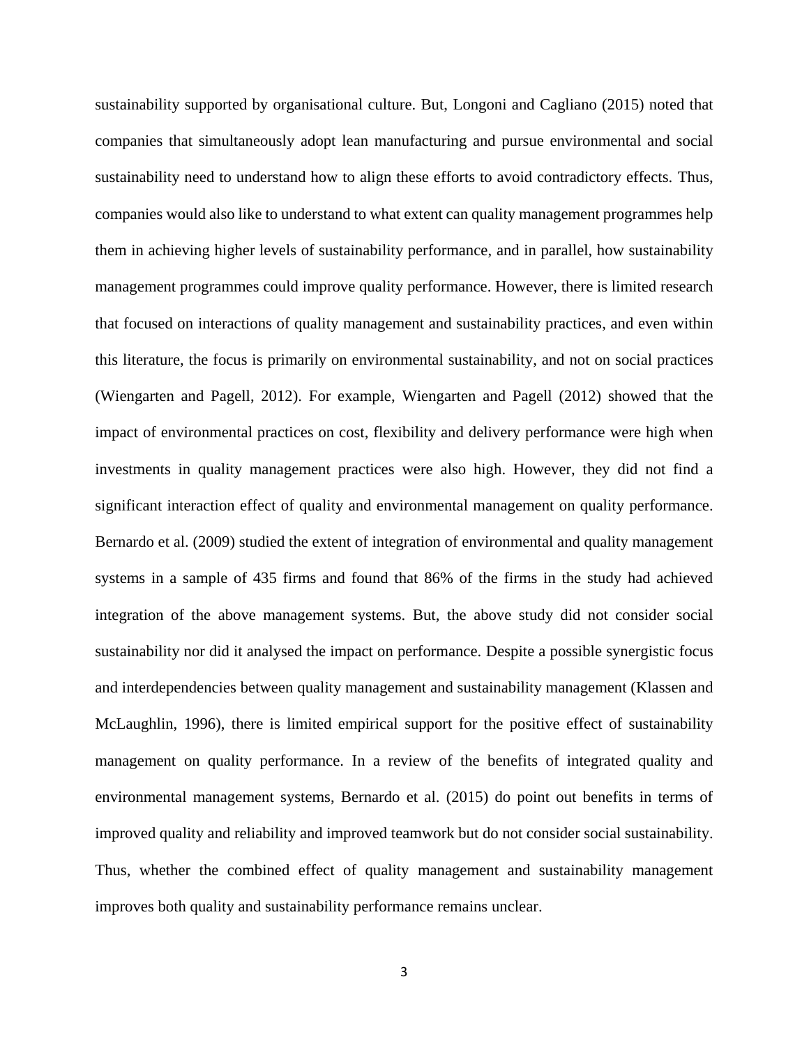sustainability supported by organisational culture. But, Longoni and Cagliano (2015) noted that companies that simultaneously adopt lean manufacturing and pursue environmental and social sustainability need to understand how to align these efforts to avoid contradictory effects. Thus, companies would also like to understand to what extent can quality management programmes help them in achieving higher levels of sustainability performance, and in parallel, how sustainability management programmes could improve quality performance. However, there is limited research that focused on interactions of quality management and sustainability practices, and even within this literature, the focus is primarily on environmental sustainability, and not on social practices (Wiengarten and Pagell, 2012). For example, Wiengarten and Pagell (2012) showed that the impact of environmental practices on cost, flexibility and delivery performance were high when investments in quality management practices were also high. However, they did not find a significant interaction effect of quality and environmental management on quality performance. Bernardo et al. (2009) studied the extent of integration of environmental and quality management systems in a sample of 435 firms and found that 86% of the firms in the study had achieved integration of the above management systems. But, the above study did not consider social sustainability nor did it analysed the impact on performance. Despite a possible synergistic focus and interdependencies between quality management and sustainability management (Klassen and McLaughlin, 1996), there is limited empirical support for the positive effect of sustainability management on quality performance. In a review of the benefits of integrated quality and environmental management systems, Bernardo et al. (2015) do point out benefits in terms of improved quality and reliability and improved teamwork but do not consider social sustainability. Thus, whether the combined effect of quality management and sustainability management improves both quality and sustainability performance remains unclear.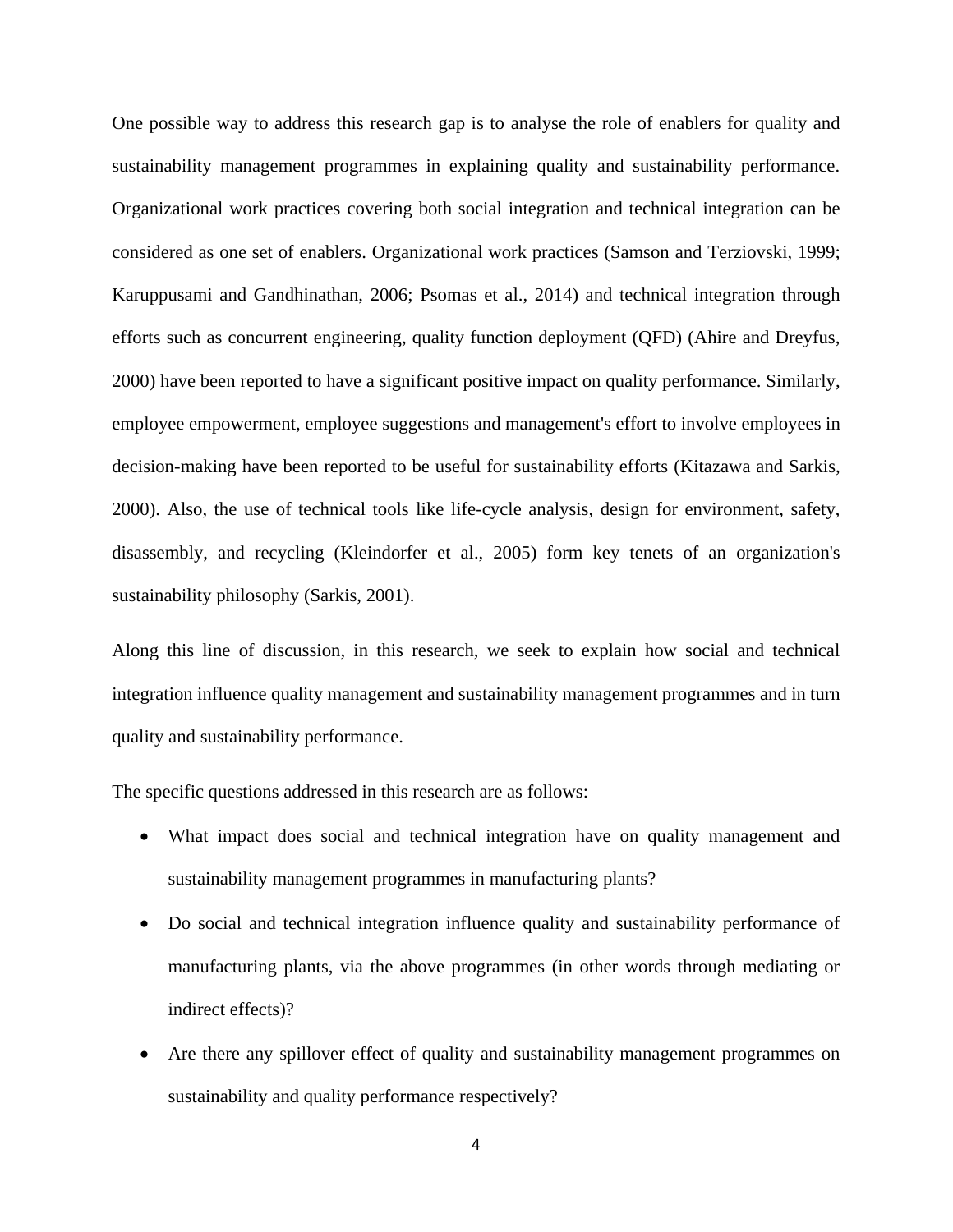One possible way to address this research gap is to analyse the role of enablers for quality and sustainability management programmes in explaining quality and sustainability performance. Organizational work practices covering both social integration and technical integration can be considered as one set of enablers. Organizational work practices (Samson and Terziovski, 1999; Karuppusami and Gandhinathan, 2006; Psomas et al., 2014) and technical integration through efforts such as concurrent engineering, quality function deployment (QFD) (Ahire and Dreyfus, 2000) have been reported to have a significant positive impact on quality performance. Similarly, employee empowerment, employee suggestions and management's effort to involve employees in decision-making have been reported to be useful for sustainability efforts (Kitazawa and Sarkis, 2000). Also, the use of technical tools like life-cycle analysis, design for environment, safety, disassembly, and recycling (Kleindorfer et al., 2005) form key tenets of an organization's sustainability philosophy (Sarkis, 2001).

Along this line of discussion, in this research, we seek to explain how social and technical integration influence quality management and sustainability management programmes and in turn quality and sustainability performance.

The specific questions addressed in this research are as follows:

- What impact does social and technical integration have on quality management and sustainability management programmes in manufacturing plants?
- Do social and technical integration influence quality and sustainability performance of manufacturing plants, via the above programmes (in other words through mediating or indirect effects)?
- Are there any spillover effect of quality and sustainability management programmes on sustainability and quality performance respectively?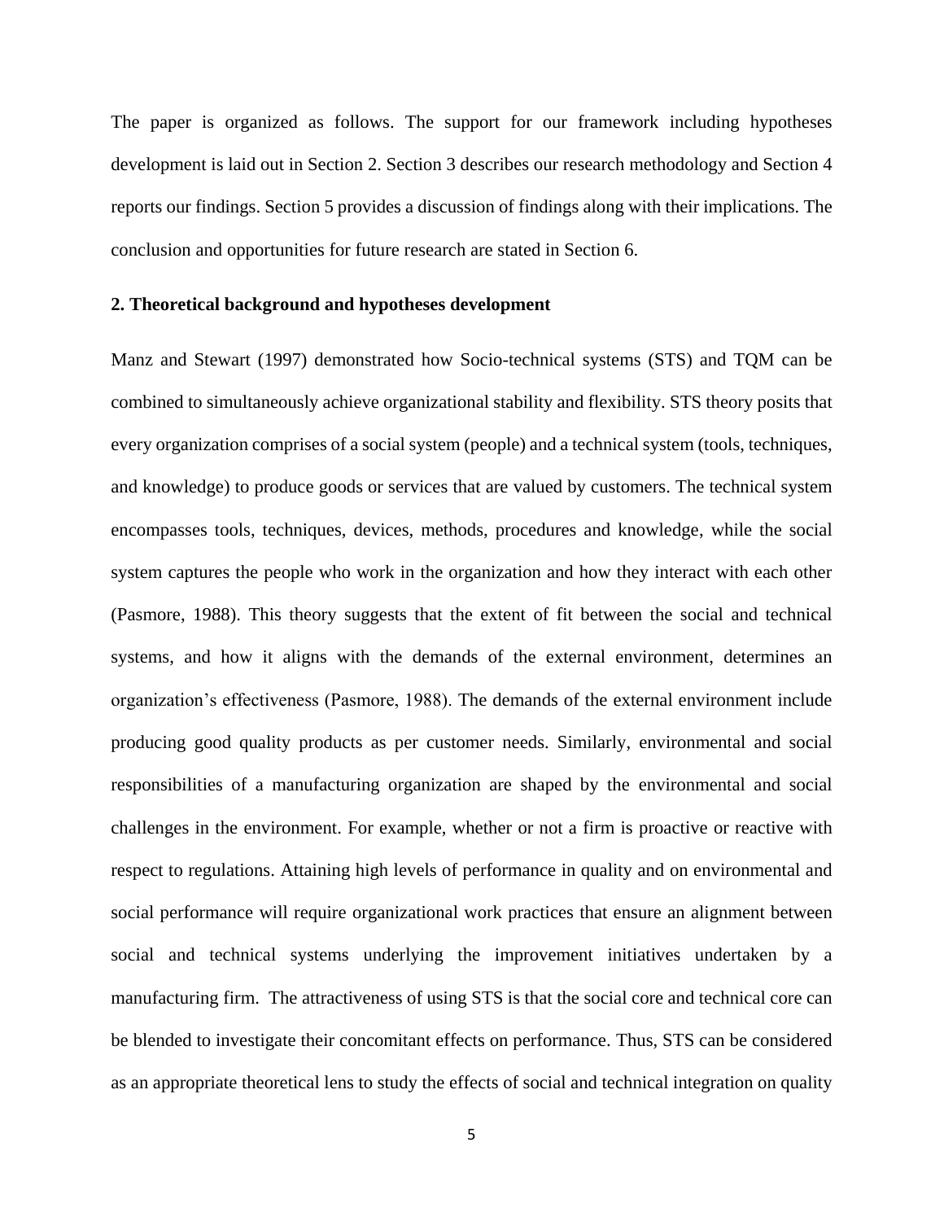The paper is organized as follows. The support for our framework including hypotheses development is laid out in Section 2. Section 3 describes our research methodology and Section 4 reports our findings. Section 5 provides a discussion of findings along with their implications. The conclusion and opportunities for future research are stated in Section 6.

## 2. Theoretical background and hypotheses development

Manz and Stewart (1997) demonstrated how Socio-technical systems (STS) and TQM can be combined to simultaneously achieve organizational stability and flexibility. STS theory posits that every organization comprises of a social system (people) and a technical system (tools, techniques, and knowledge) to produce goods or services that are valued by customers. The technical system encompasses tools, techniques, devices, methods, procedures and knowledge, while the social system captures the people who work in the organization and how they interact with each other (Pasmore, 1988). This theory suggests that the extent of fit between the social and technical systems, and how it aligns with the demands of the external environment, determines an organization's effectiveness (Pasmore, 1988). The demands of the external environment include producing good quality products as per customer needs. Similarly, environmental and social responsibilities of a manufacturing organization are shaped by the environmental and social challenges in the environment. For example, whether or not a firm is proactive or reactive with respect to regulations. Attaining high levels of performance in quality and on environmental and social performance will require organizational work practices that ensure an alignment between social and technical systems underlying the improvement initiatives undertaken by a manufacturing firm. The attractiveness of using STS is that the social core and technical core can be blended to investigate their concomitant effects on performance. Thus, STS can be considered as an appropriate theoretical lens to study the effects of social and technical integration on quality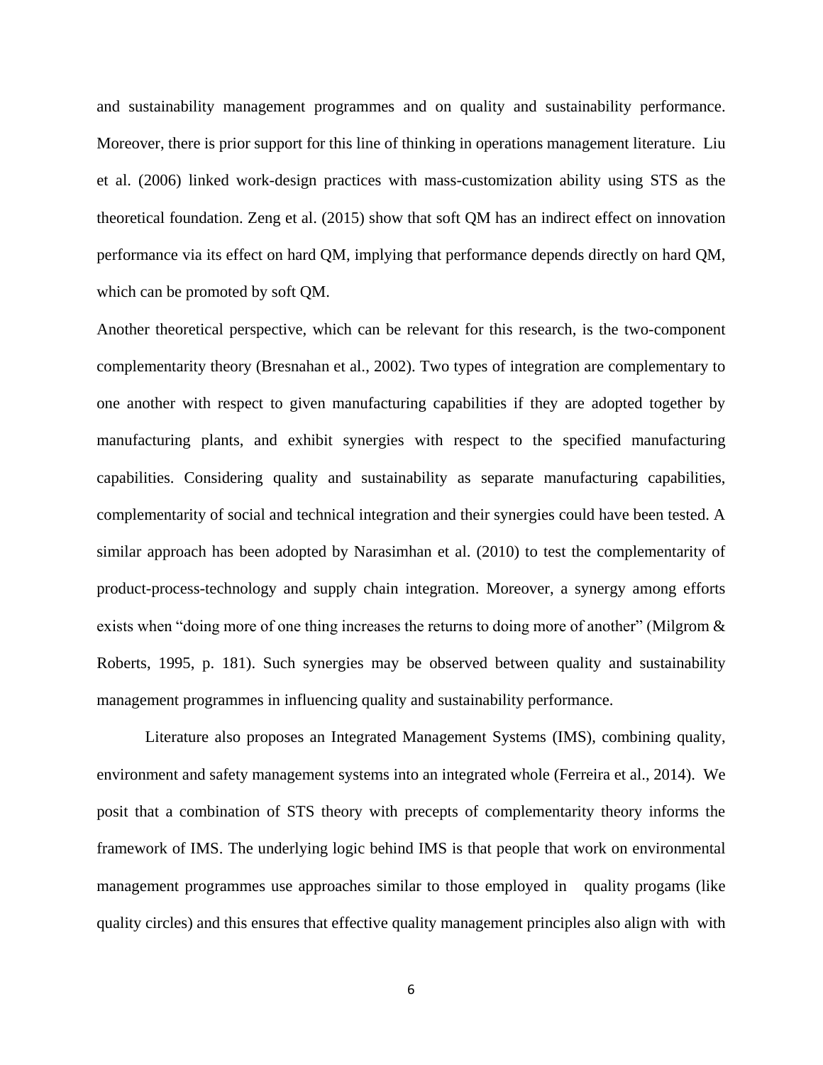and sustainability management programmes and on quality and sustainability performance. Moreover, there is prior support for this line of thinking in operations management literature. Liu et al. (2006) linked work-design practices with mass-customization ability using STS as the theoretical foundation. Zeng et al. (2015) show that soft QM has an indirect effect on innovation performance via its effect on hard QM, implying that performance depends directly on hard QM, which can be promoted by soft QM.

Another theoretical perspective, which can be relevant for this research, is the two-component complementarity theory (Bresnahan et al., 2002). Two types of integration are complementary to one another with respect to given manufacturing capabilities if they are adopted together by manufacturing plants, and exhibit synergies with respect to the specified manufacturing capabilities. Considering quality and sustainability as separate manufacturing capabilities, complementarity of social and technical integration and their synergies could have been tested. A similar approach has been adopted by Narasimhan et al. (2010) to test the complementarity of product-process-technology and supply chain integration. Moreover, a synergy among efforts exists when "doing more of one thing increases the returns to doing more of another" (Milgrom & Roberts, 1995, p. 181). Such synergies may be observed between quality and sustainability management programmes in influencing quality and sustainability performance.

Literature also proposes an Integrated Management Systems (IMS), combining quality, environment and safety management systems into an integrated whole (Ferreira et al., 2014). We posit that a combination of STS theory with precepts of complementarity theory informs the framework of IMS. The underlying logic behind IMS is that people that work on environmental management programmes use approaches similar to those employed in quality progams (like quality circles) and this ensures that effective quality management principles also align with with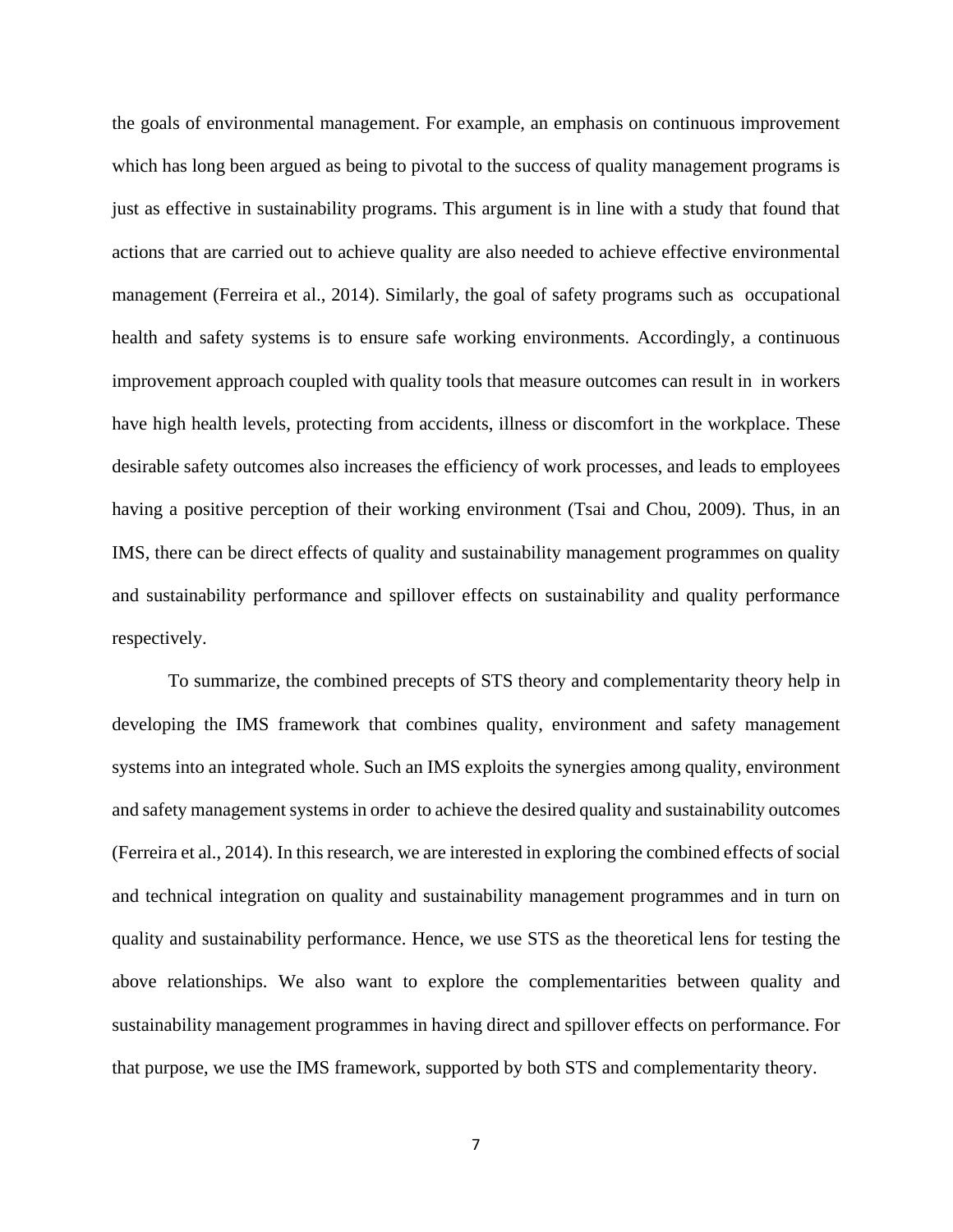the goals of environmental management. For example, an emphasis on continuous improvement which has long been argued as being to pivotal to the success of quality management programs is just as effective in sustainability programs. This argument is in line with a study that found that actions that are carried out to achieve quality are also needed to achieve effective environmental management (Ferreira et al., 2014). Similarly, the goal of safety programs such as occupational health and safety systems is to ensure safe working environments. Accordingly, a continuous improvement approach coupled with quality tools that measure outcomes can result in in workers have high health levels, protecting from accidents, illness or discomfort in the workplace. These desirable safety outcomes also increases the efficiency of work processes, and leads to employees having a positive perception of their working environment (Tsai and Chou, 2009). Thus, in an IMS, there can be direct effects of quality and sustainability management programmes on quality and sustainability performance and spillover effects on sustainability and quality performance respectively.

To summarize, the combined precepts of STS theory and complementarity theory help in developing the IMS framework that combines quality, environment and safety management systems into an integrated whole. Such an IMS exploits the synergies among quality, environment and safety management systems in order to achieve the desired quality and sustainability outcomes (Ferreira et al., 2014). In this research, we are interested in exploring the combined effects of social and technical integration on quality and sustainability management programmes and in turn on quality and sustainability performance. Hence, we use STS as the theoretical lens for testing the above relationships. We also want to explore the complementarities between quality and sustainability management programmes in having direct and spillover effects on performance. For that purpose, we use the IMS framework, supported by both STS and complementarity theory.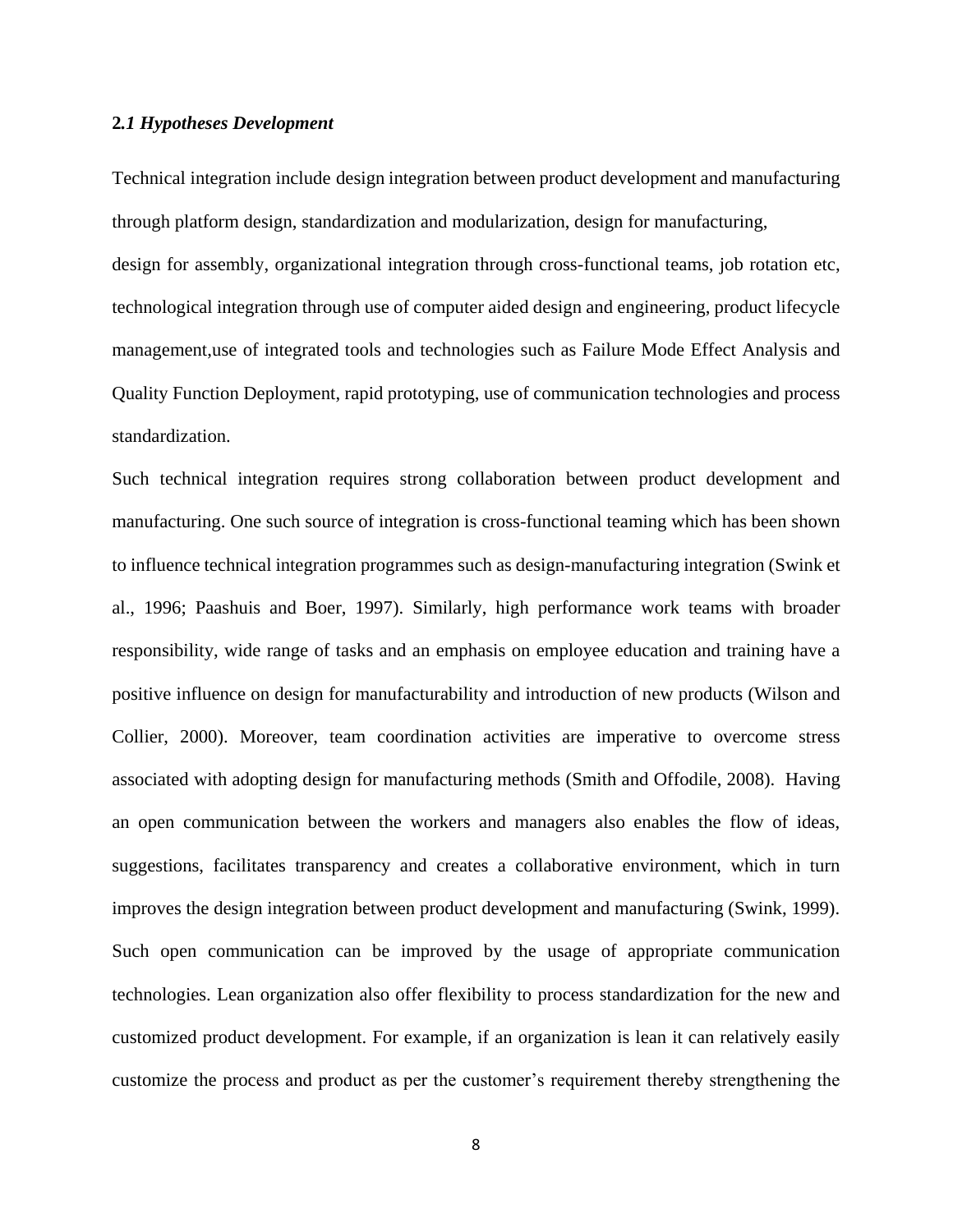### 2.1 Hypotheses Development

Technical integration include design integration between product development and manufacturing through platform design, standardization and modularization, design for manufacturing, design for assembly, organizational integration through cross-functional teams, job rotation etc, technological integration through use of computer aided design and engineering, product lifecycle management,use of integrated tools and technologies such as Failure Mode Effect Analysis and Quality Function Deployment, rapid prototyping, use of communication technologies and process standardization.

Such technical integration requires strong collaboration between product development and manufacturing. One such source of integration is cross-functional teaming which has been shown to influence technical integration programmes such as design-manufacturing integration (Swink et al., 1996; Paashuis and Boer, 1997). Similarly, high performance work teams with broader responsibility, wide range of tasks and an emphasis on employee education and training have a positive influence on design for manufacturability and introduction of new products (Wilson and Collier, 2000). Moreover, team coordination activities are imperative to overcome stress associated with adopting design for manufacturing methods (Smith and Offodile, 2008). Having an open communication between the workers and managers also enables the flow of ideas, suggestions, facilitates transparency and creates a collaborative environment, which in turn improves the design integration between product development and manufacturing (Swink, 1999). Such open communication can be improved by the usage of appropriate communication technologies. Lean organization also offer flexibility to process standardization for the new and customized product development. For example, if an organization is lean it can relatively easily customize the process and product as per the customer's requirement thereby strengthening the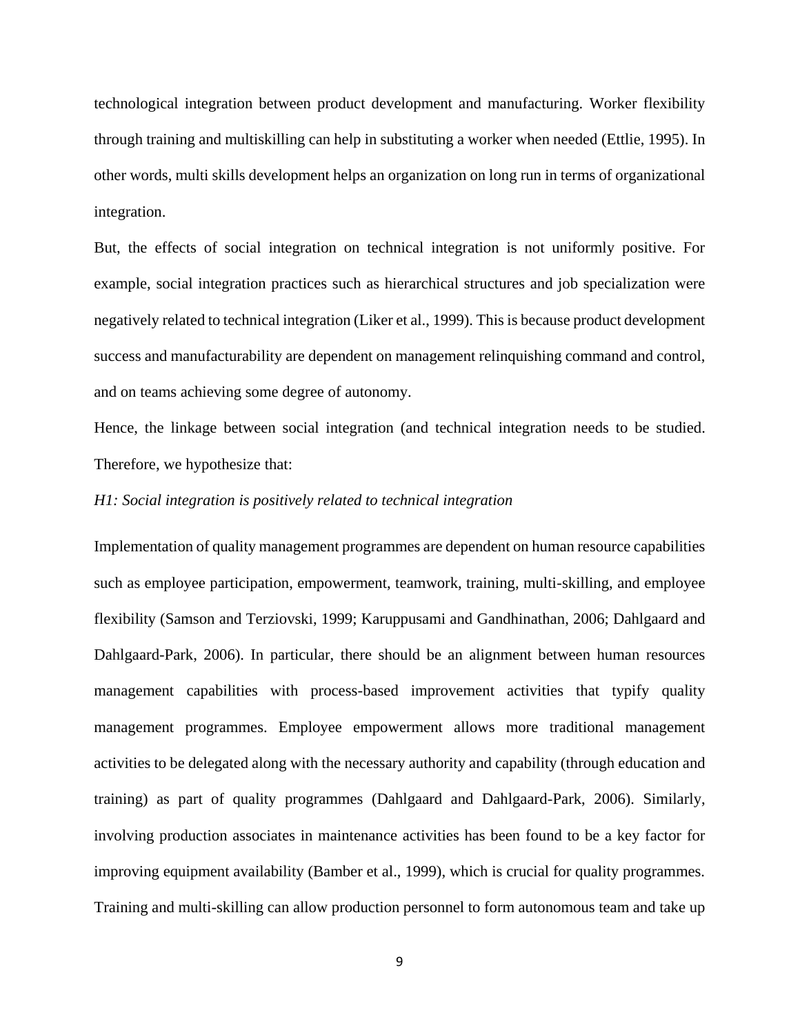technological integration between product development and manufacturing. Worker flexibility through training and multiskilling can help in substituting a worker when needed (Ettlie, 1995). In other words, multi skills development helps an organization on long run in terms of organizational integration.

But, the effects of social integration on technical integration is not uniformly positive. For example, social integration practices such as hierarchical structures and job specialization were negatively related to technical integration (Liker et al., 1999). This is because product development success and manufacturability are dependent on management relinquishing command and control, and on teams achieving some degree of autonomy.

Hence, the linkage between social integration (and technical integration needs to be studied. Therefore, we hypothesize that:

*H1: Social integration is positively related to technical integration*

Implementation of quality management programmes are dependent on human resource capabilities such as employee participation, empowerment, teamwork, training, multi-skilling, and employee flexibility (Samson and Terziovski, 1999; Karuppusami and Gandhinathan, 2006; Dahlgaard and Dahlgaard-Park, 2006). In particular, there should be an alignment between human resources management capabilities with process-based improvement activities that typify quality management programmes. Employee empowerment allows more traditional management activities to be delegated along with the necessary authority and capability (through education and training) as part of quality programmes (Dahlgaard and Dahlgaard-Park, 2006). Similarly, involving production associates in maintenance activities has been found to be a key factor for improving equipment availability (Bamber et al., 1999), which is crucial for quality programmes. Training and multi-skilling can allow production personnel to form autonomous team and take up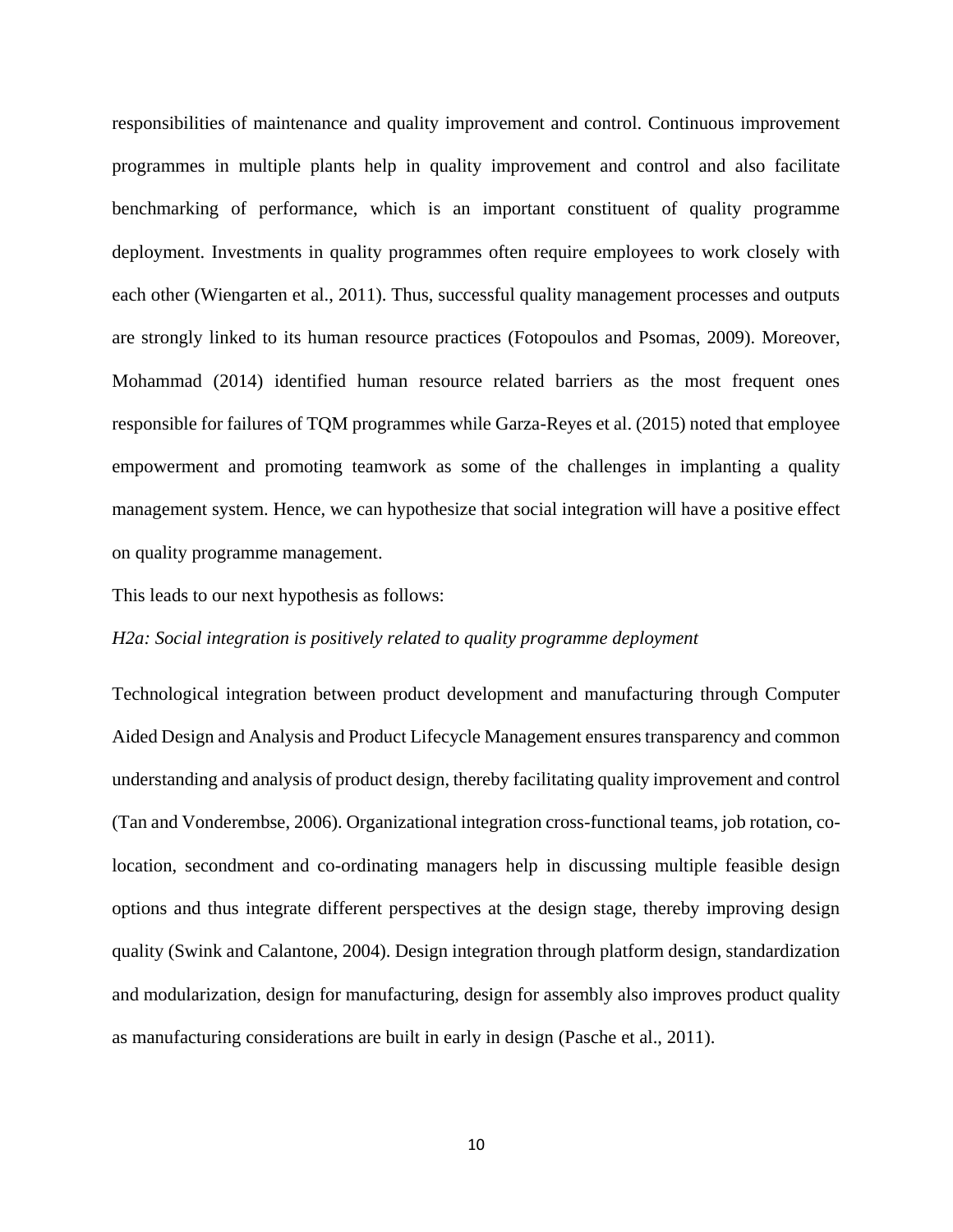responsibilities of maintenance and quality improvement and control. Continuous improvement programmes in multiple plants help in quality improvement and control and also facilitate benchmarking of performance, which is an important constituent of quality programme deployment. Investments in quality programmes often require employees to work closely with each other (Wiengarten et al., 2011). Thus, successful quality management processes and outputs are strongly linked to its human resource practices (Fotopoulos and Psomas, 2009). Moreover, Mohammad (2014) identified human resource related barriers as the most frequent ones responsible for failures of TQM programmes while Garza-Reyes et al. (2015) noted that employee empowerment and promoting teamwork as some of the challenges in implanting a quality management system. Hence, we can hypothesize that social integration will have a positive effect on quality programme management.

This leads to our next hypothesis as follows:

*H2a: Social integration is positively related to quality programme deployment*

Technological integration between product development and manufacturing through Computer Aided Design and Analysis and Product Lifecycle Management ensures transparency and common understanding and analysis of product design, thereby facilitating quality improvement and control (Tan and Vonderembse, 2006). Organizational integration cross-functional teams, job rotation, co-location, secondment and co-ordinating managers help in discussing multiple feasible design options and thus integrate different perspectives at the design stage, thereby improving design quality (Swink and Calantone, 2004). Design integration through platform design, standardization and modularization, design for manufacturing, design for assembly also improves product quality as manufacturing considerations are built in early in design (Pasche et al., 2011).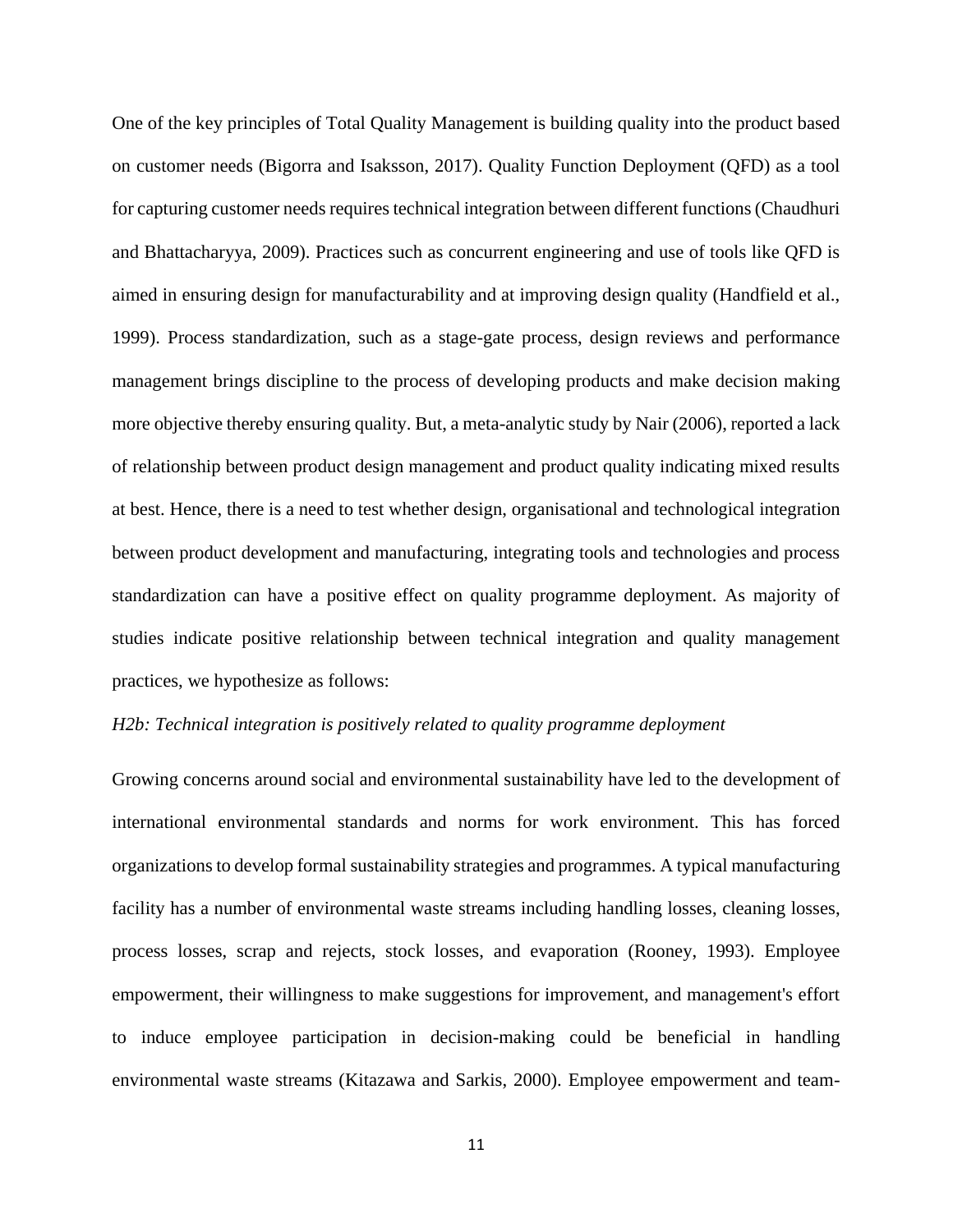One of the key principles of Total Quality Management is building quality into the product based on customer needs (Bigorra and Isaksson, 2017). Quality Function Deployment (QFD) as a tool for capturing customer needs requires technical integration between different functions (Chaudhuri and Bhattacharyya, 2009). Practices such as concurrent engineering and use of tools like QFD is aimed in ensuring design for manufacturability and at improving design quality (Handfield et al., 1999). Process standardization, such as a stage-gate process, design reviews and performance management brings discipline to the process of developing products and make decision making more objective thereby ensuring quality. But, a meta-analytic study by Nair (2006), reported a lack of relationship between product design management and product quality indicating mixed results at best. Hence, there is a need to test whether design, organisational and technological integration between product development and manufacturing, integrating tools and technologies and process standardization can have a positive effect on quality programme deployment. As majority of studies indicate positive relationship between technical integration and quality management practices, we hypothesize as follows:

*H2b: Technical integration is positively related to quality programme deployment*

Growing concerns around social and environmental sustainability have led to the development of international environmental standards and norms for work environment. This has forced organizations to develop formal sustainability strategies and programmes. A typical manufacturing facility has a number of environmental waste streams including handling losses, cleaning losses, process losses, scrap and rejects, stock losses, and evaporation (Rooney, 1993). Employee empowerment, their willingness to make suggestions for improvement, and management's effort to induce employee participation in decision-making could be beneficial in handling environmental waste streams (Kitazawa and Sarkis, 2000). Employee empowerment and team-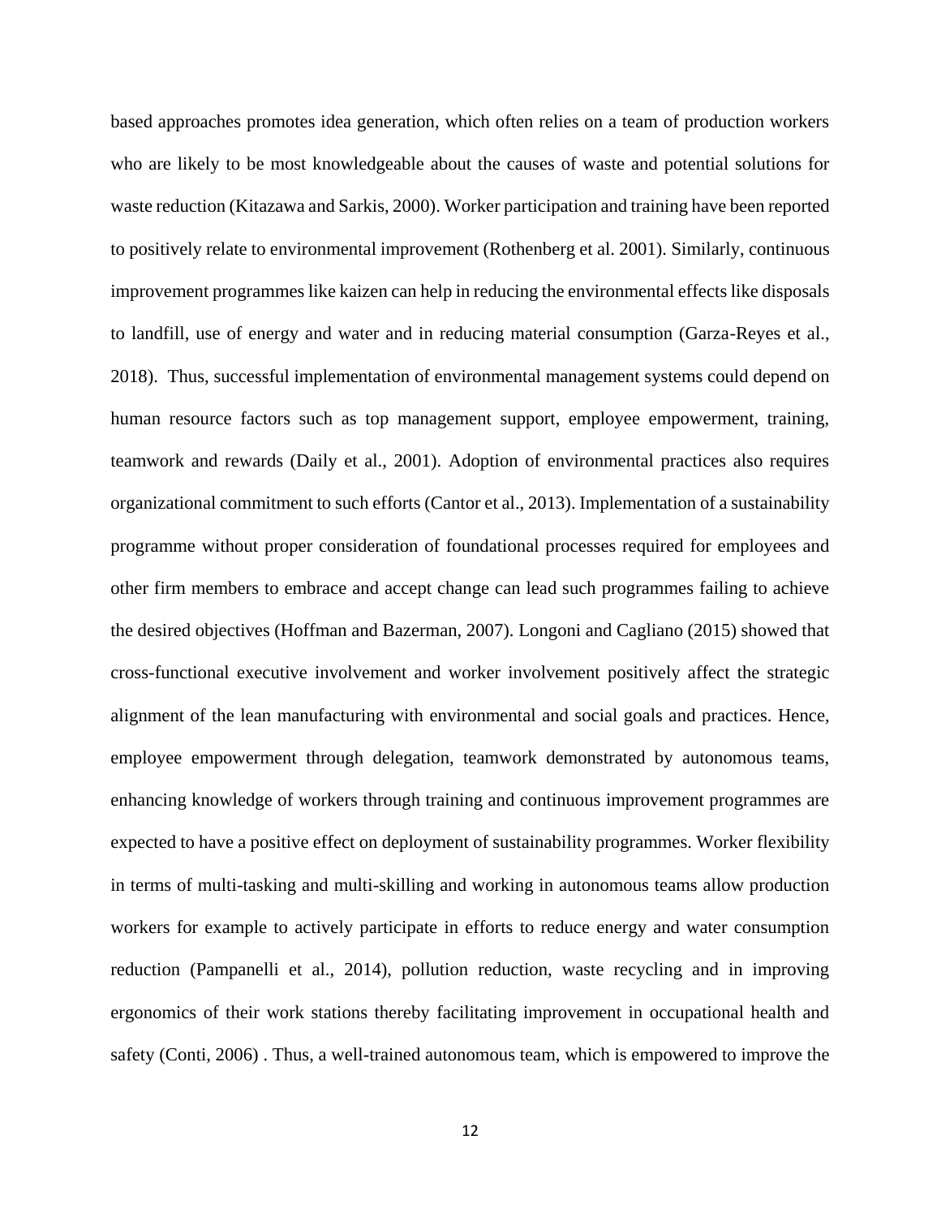based approaches promotes idea generation, which often relies on a team of production workers who are likely to be most knowledgeable about the causes of waste and potential solutions for waste reduction (Kitazawa and Sarkis, 2000). Worker participation and training have been reported to positively relate to environmental improvement (Rothenberg et al. 2001). Similarly, continuous improvement programmes like kaizen can help in reducing the environmental effects like disposals to landfill, use of energy and water and in reducing material consumption (Garza-Reyes et al., 2018). Thus, successful implementation of environmental management systems could depend on human resource factors such as top management support, employee empowerment, training, teamwork and rewards (Daily et al., 2001). Adoption of environmental practices also requires organizational commitment to such efforts (Cantor et al., 2013). Implementation of a sustainability programme without proper consideration of foundational processes required for employees and other firm members to embrace and accept change can lead such programmes failing to achieve the desired objectives (Hoffman and Bazerman, 2007). Longoni and Cagliano (2015) showed that cross-functional executive involvement and worker involvement positively affect the strategic alignment of the lean manufacturing with environmental and social goals and practices. Hence, employee empowerment through delegation, teamwork demonstrated by autonomous teams, enhancing knowledge of workers through training and continuous improvement programmes are expected to have a positive effect on deployment of sustainability programmes. Worker flexibility in terms of multi-tasking and multi-skilling and working in autonomous teams allow production workers for example to actively participate in efforts to reduce energy and water consumption reduction (Pampanelli et al., 2014), pollution reduction, waste recycling and in improving ergonomics of their work stations thereby facilitating improvement in occupational health and safety (Conti, 2006) . Thus, a well-trained autonomous team, which is empowered to improve the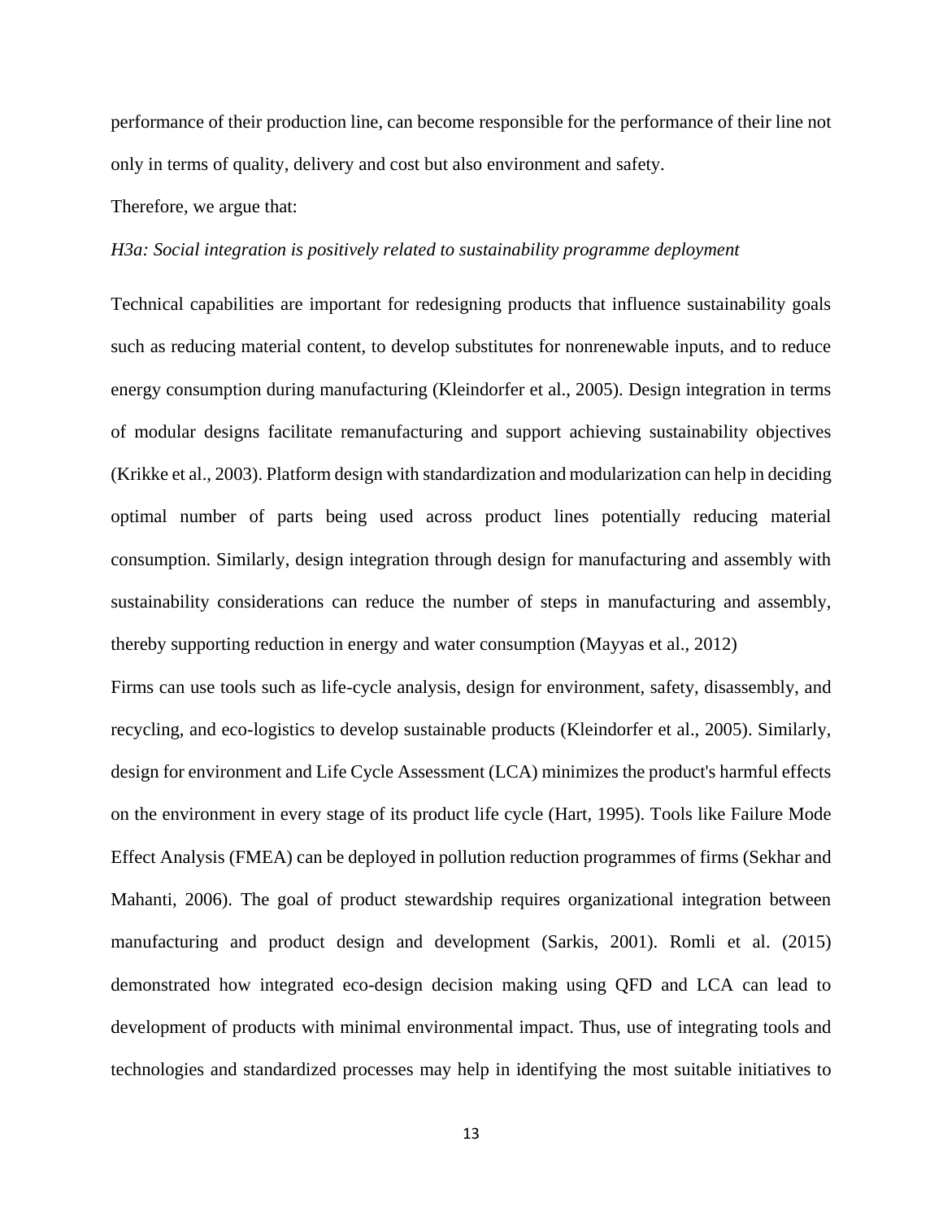performance of their production line, can become responsible for the performance of their line not only in terms of quality, delivery and cost but also environment and safety.

Therefore, we argue that:

*H3a: Social integration is positively related to sustainability programme deployment*

Technical capabilities are important for redesigning products that influence sustainability goals such as reducing material content, to develop substitutes for nonrenewable inputs, and to reduce energy consumption during manufacturing (Kleindorfer et al., 2005). Design integration in terms of modular designs facilitate remanufacturing and support achieving sustainability objectives (Krikke et al., 2003). Platform design with standardization and modularization can help in deciding optimal number of parts being used across product lines potentially reducing material consumption. Similarly, design integration through design for manufacturing and assembly with sustainability considerations can reduce the number of steps in manufacturing and assembly, thereby supporting reduction in energy and water consumption (Mayyas et al., 2012)

Firms can use tools such as life-cycle analysis, design for environment, safety, disassembly, and recycling, and eco-logistics to develop sustainable products (Kleindorfer et al., 2005). Similarly, design for environment and Life Cycle Assessment (LCA) minimizes the product's harmful effects on the environment in every stage of its product life cycle (Hart, 1995). Tools like Failure Mode Effect Analysis (FMEA) can be deployed in pollution reduction programmes of firms (Sekhar and Mahanti, 2006). The goal of product stewardship requires organizational integration between manufacturing and product design and development (Sarkis, 2001). Romli et al. (2015) demonstrated how integrated eco-design decision making using QFD and LCA can lead to development of products with minimal environmental impact. Thus, use of integrating tools and technologies and standardized processes may help in identifying the most suitable initiatives to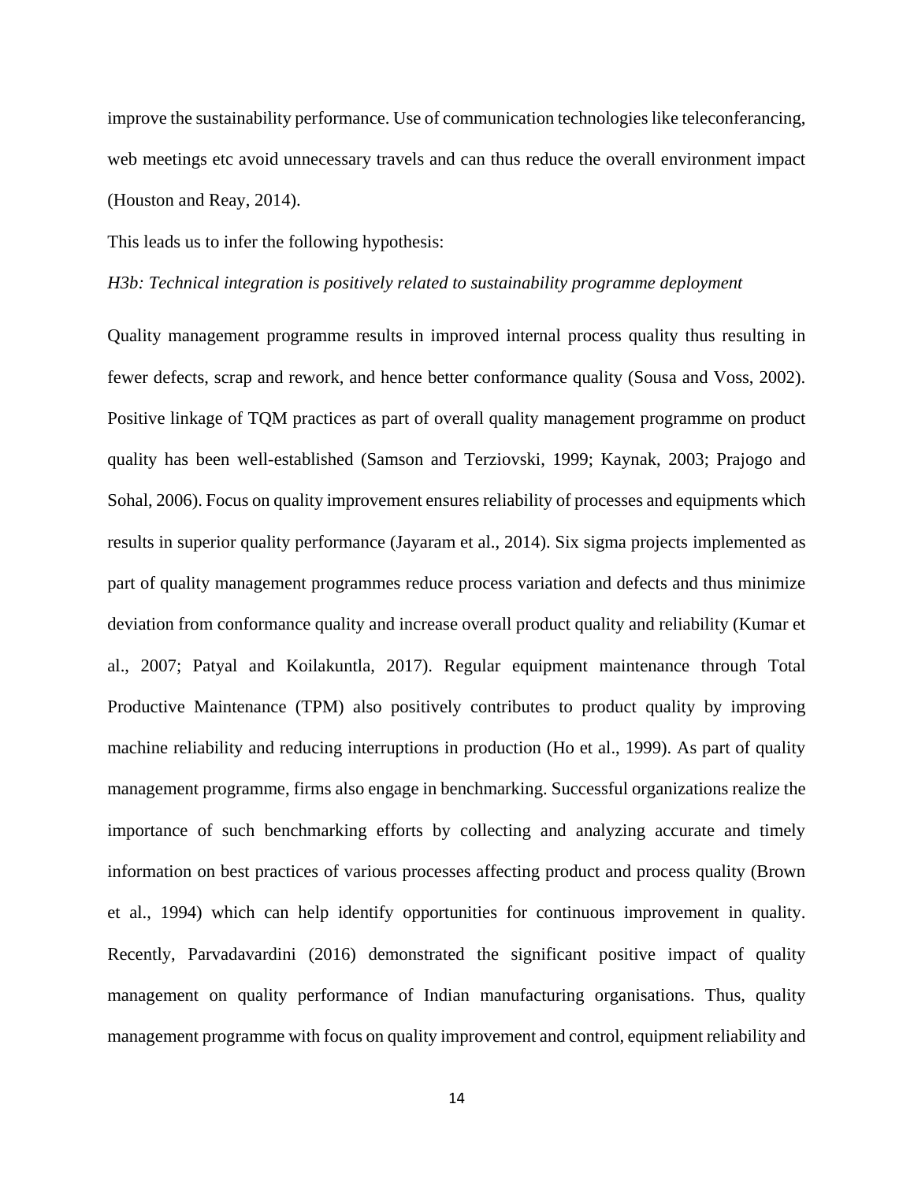improve the sustainability performance. Use of communication technologies like teleconferancing, web meetings etc avoid unnecessary travels and can thus reduce the overall environment impact (Houston and Reay, 2014).

This leads us to infer the following hypothesis:

*H3b: Technical integration is positively related to sustainability programme deployment*

Quality management programme results in improved internal process quality thus resulting in fewer defects, scrap and rework, and hence better conformance quality (Sousa and Voss, 2002). Positive linkage of TQM practices as part of overall quality management programme on product quality has been well-established (Samson and Terziovski, 1999; Kaynak, 2003; Prajogo and Sohal, 2006). Focus on quality improvement ensures reliability of processes and equipments which results in superior quality performance (Jayaram et al., 2014). Six sigma projects implemented as part of quality management programmes reduce process variation and defects and thus minimize deviation from conformance quality and increase overall product quality and reliability (Kumar et al., 2007; Patyal and Koilakuntla, 2017). Regular equipment maintenance through Total Productive Maintenance (TPM) also positively contributes to product quality by improving machine reliability and reducing interruptions in production (Ho et al., 1999). As part of quality management programme, firms also engage in benchmarking. Successful organizations realize the importance of such benchmarking efforts by collecting and analyzing accurate and timely information on best practices of various processes affecting product and process quality (Brown et al., 1994) which can help identify opportunities for continuous improvement in quality. Recently, Parvadavardini (2016) demonstrated the significant positive impact of quality management on quality performance of Indian manufacturing organisations. Thus, quality management programme with focus on quality improvement and control, equipment reliability and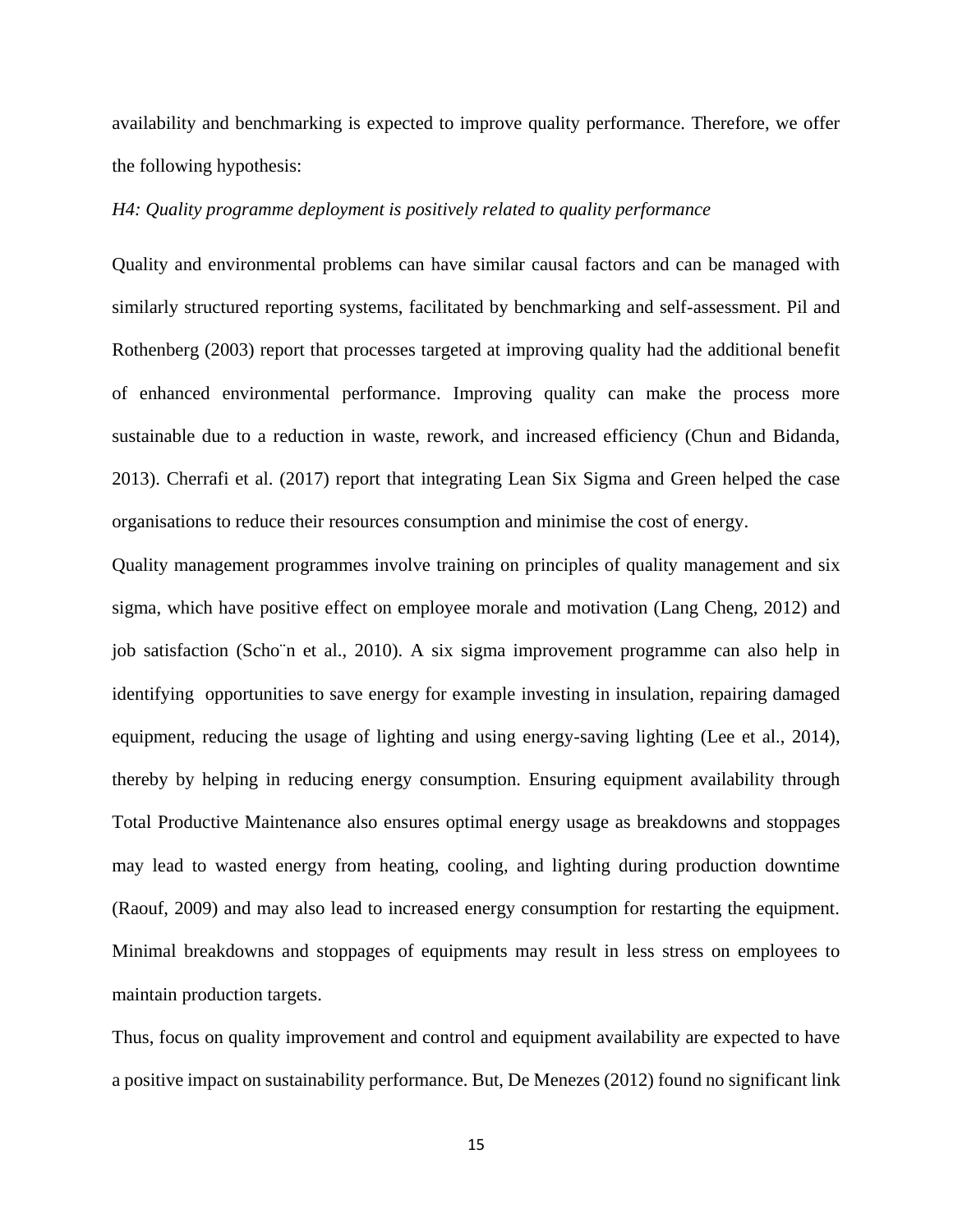availability and benchmarking is expected to improve quality performance. Therefore, we offer the following hypothesis:

*H4: Quality programme deployment is positively related to quality performance*

Quality and environmental problems can have similar causal factors and can be managed with similarly structured reporting systems, facilitated by benchmarking and self-assessment. Pil and Rothenberg (2003) report that processes targeted at improving quality had the additional benefit of enhanced environmental performance. Improving quality can make the process more sustainable due to a reduction in waste, rework, and increased efficiency (Chun and Bidanda, 2013). Cherrafi et al. (2017) report that integrating Lean Six Sigma and Green helped the case organisations to reduce their resources consumption and minimise the cost of energy.

Quality management programmes involve training on principles of quality management and six sigma, which have positive effect on employee morale and motivation (Lang Cheng, 2012) and job satisfaction (Scho¨n et al., 2010). A six sigma improvement programme can also help in identifying opportunities to save energy for example investing in insulation, repairing damaged equipment, reducing the usage of lighting and using energy-saving lighting (Lee et al., 2014), thereby by helping in reducing energy consumption. Ensuring equipment availability through Total Productive Maintenance also ensures optimal energy usage as breakdowns and stoppages may lead to wasted energy from heating, cooling, and lighting during production downtime (Raouf, 2009) and may also lead to increased energy consumption for restarting the equipment. Minimal breakdowns and stoppages of equipments may result in less stress on employees to maintain production targets.

Thus, focus on quality improvement and control and equipment availability are expected to have a positive impact on sustainability performance. But, De Menezes (2012) found no significant link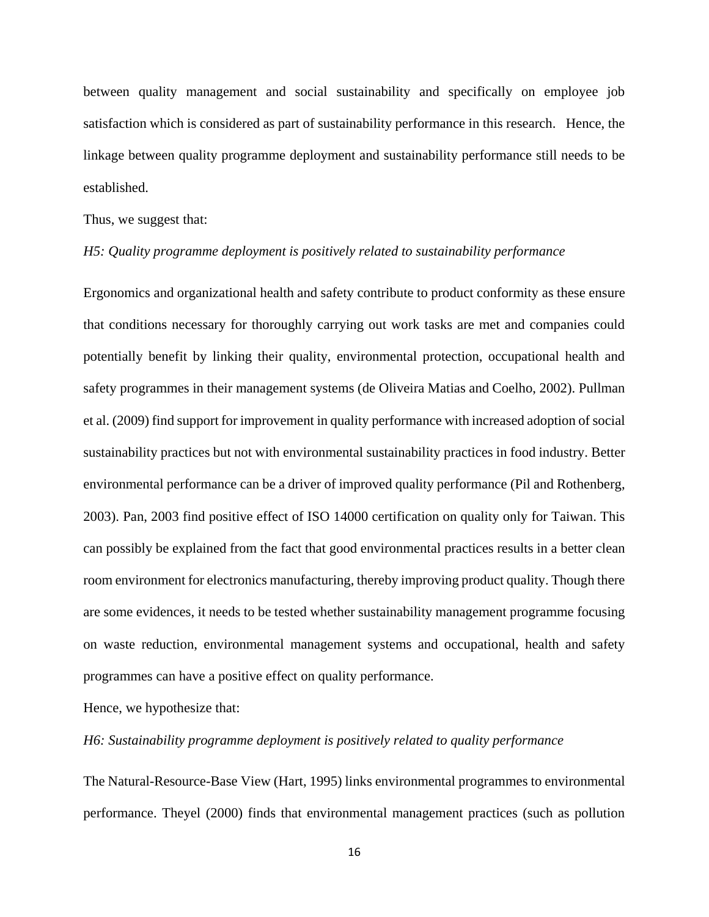between quality management and social sustainability and specifically on employee job satisfaction which is considered as part of sustainability performance in this research. Hence, the linkage between quality programme deployment and sustainability performance still needs to be established.

Thus, we suggest that:

*H5: Quality programme deployment is positively related to sustainability performance*

Ergonomics and organizational health and safety contribute to product conformity as these ensure that conditions necessary for thoroughly carrying out work tasks are met and companies could potentially benefit by linking their quality, environmental protection, occupational health and safety programmes in their management systems (de Oliveira Matias and Coelho, 2002). Pullman et al. (2009) find support for improvement in quality performance with increased adoption of social sustainability practices but not with environmental sustainability practices in food industry. Better environmental performance can be a driver of improved quality performance (Pil and Rothenberg, 2003). Pan, 2003 find positive effect of ISO 14000 certification on quality only for Taiwan. This can possibly be explained from the fact that good environmental practices results in a better clean room environment for electronics manufacturing, thereby improving product quality. Though there are some evidences, it needs to be tested whether sustainability management programme focusing on waste reduction, environmental management systems and occupational, health and safety programmes can have a positive effect on quality performance.

Hence, we hypothesize that:

*H6: Sustainability programme deployment is positively related to quality performance*

The Natural-Resource-Base View (Hart, 1995) links environmental programmes to environmental performance. Theyel (2000) finds that environmental management practices (such as pollution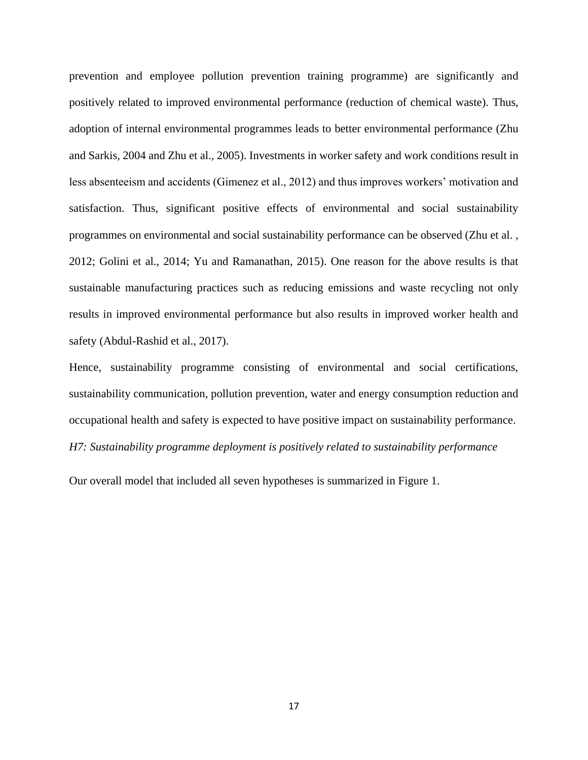prevention and employee pollution prevention training programme) are significantly and positively related to improved environmental performance (reduction of chemical waste). Thus, adoption of internal environmental programmes leads to better environmental performance (Zhu and Sarkis, 2004 and Zhu et al., 2005). Investments in worker safety and work conditions result in less absenteeism and accidents (Gimenez et al., 2012) and thus improves workers' motivation and satisfaction. Thus, significant positive effects of environmental and social sustainability programmes on environmental and social sustainability performance can be observed (Zhu et al. , 2012; Golini et al., 2014; Yu and Ramanathan, 2015). One reason for the above results is that sustainable manufacturing practices such as reducing emissions and waste recycling not only results in improved environmental performance but also results in improved worker health and safety (Abdul-Rashid et al., 2017).

Hence, sustainability programme consisting of environmental and social certifications, sustainability communication, pollution prevention, water and energy consumption reduction and occupational health and safety is expected to have positive impact on sustainability performance.

*H7: Sustainability programme deployment is positively related to sustainability performance*

Our overall model that included all seven hypotheses is summarized in Figure 1.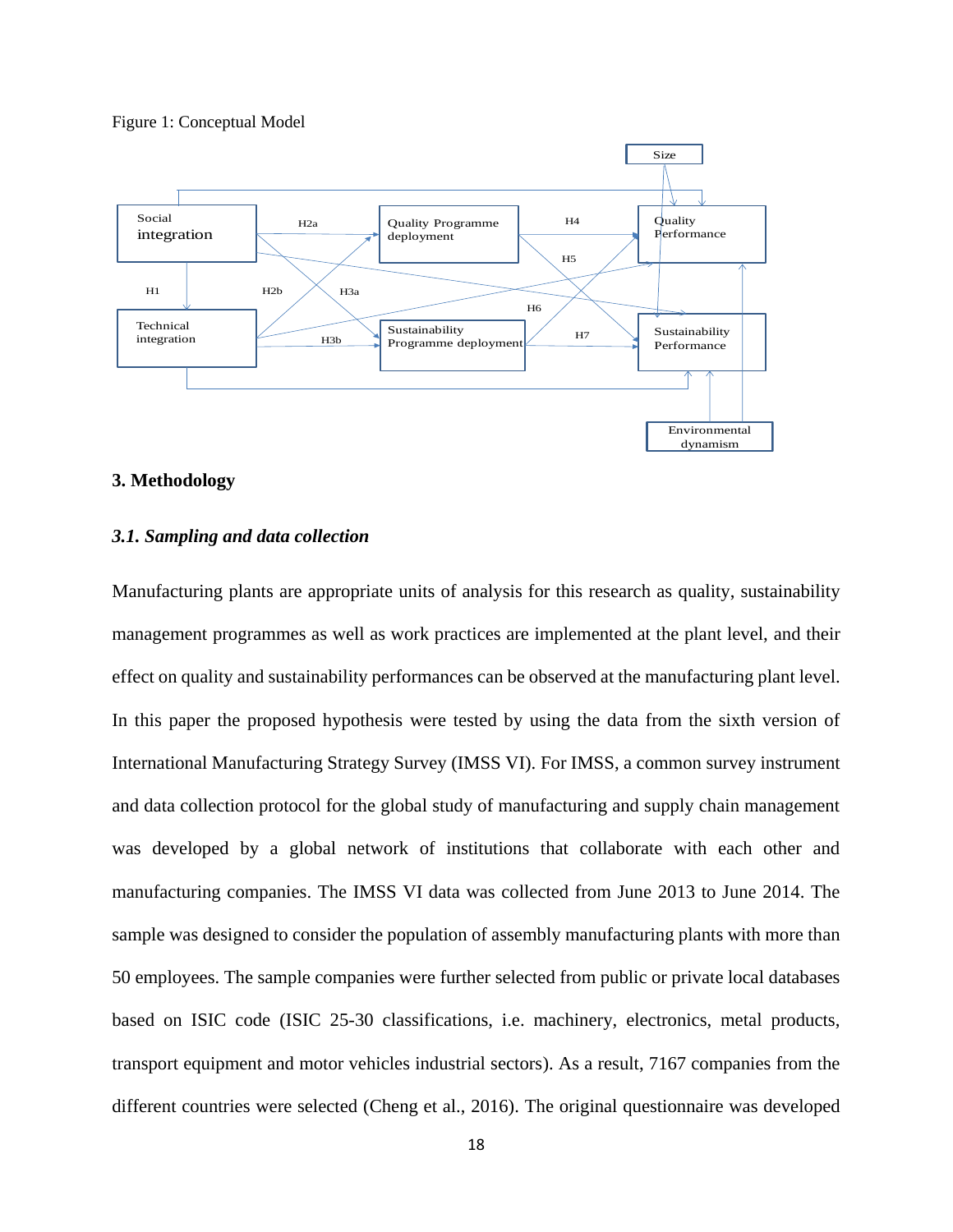Figure 1: Conceptual Model

## 3. Methodology

### *3.1. Sampling and data collection*

Manufacturing plants are appropriate units of analysis for this research as quality, sustainability management programmes as well as work practices are implemented at the plant level, and their effect on quality and sustainability performances can be observed at the manufacturing plant level. In this paper the proposed hypothesis were tested by using the data from the sixth version of International Manufacturing Strategy Survey (IMSS VI). For IMSS, a common survey instrument and data collection protocol for the global study of manufacturing and supply chain management was developed by a global network of institutions that collaborate with each other and manufacturing companies. The IMSS VI data was collected from June 2013 to June 2014. The sample was designed to consider the population of assembly manufacturing plants with more than 50 employees. The sample companies were further selected from public or private local databases based on ISIC code (ISIC 25-30 classifications, i.e. machinery, electronics, metal products, transport equipment and motor vehicles industrial sectors). As a result, 7167 companies from the different countries were selected (Cheng et al., 2016). The original questionnaire was developed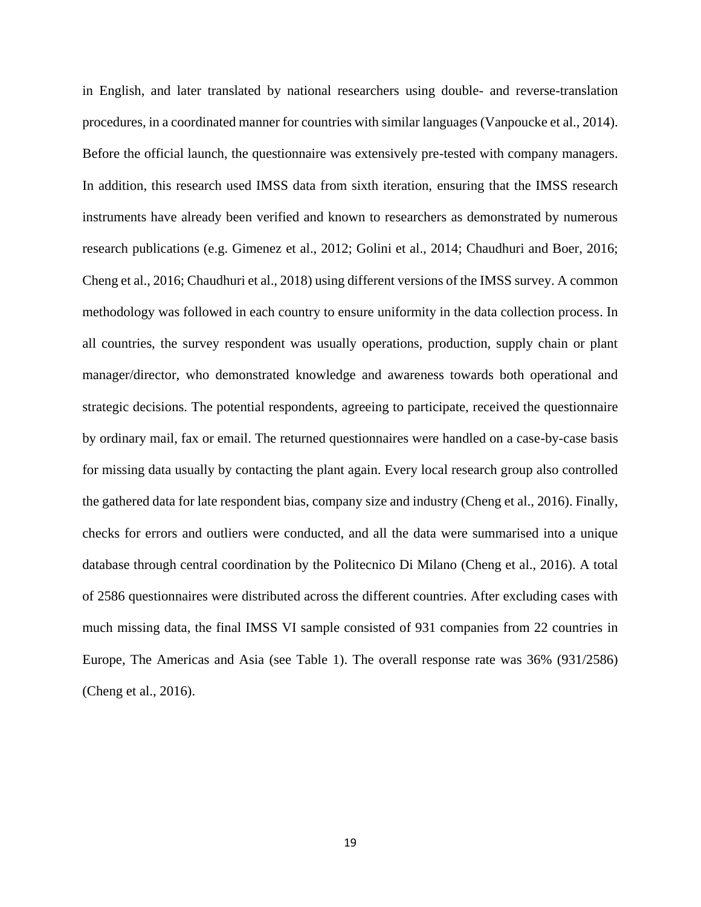in English, and later translated by national researchers using double- and reverse-translation procedures, in a coordinated manner for countries with similar languages (Vanpoucke et al., 2014). Before the official launch, the questionnaire was extensively pre-tested with company managers. In addition, this research used IMSS data from sixth iteration, ensuring that the IMSS research instruments have already been verified and known to researchers as demonstrated by numerous research publications (e.g. Gimenez et al., 2012; Golini et al., 2014; Chaudhuri and Boer, 2016; Cheng et al., 2016; Chaudhuri et al., 2018) using different versions of the IMSS survey. A common methodology was followed in each country to ensure uniformity in the data collection process. In all countries, the survey respondent was usually operations, production, supply chain or plant manager/director, who demonstrated knowledge and awareness towards both operational and strategic decisions. The potential respondents, agreeing to participate, received the questionnaire by ordinary mail, fax or email. The returned questionnaires were handled on a case-by-case basis for missing data usually by contacting the plant again. Every local research group also controlled the gathered data for late respondent bias, company size and industry (Cheng et al., 2016). Finally, checks for errors and outliers were conducted, and all the data were summarised into a unique database through central coordination by the Politecnico Di Milano (Cheng et al., 2016). A total of 2586 questionnaires were distributed across the different countries. After excluding cases with much missing data, the final IMSS VI sample consisted of 931 companies from 22 countries in Europe, The Americas and Asia (see Table 1). The overall response rate was 36% (931/2586) (Cheng et al., 2016).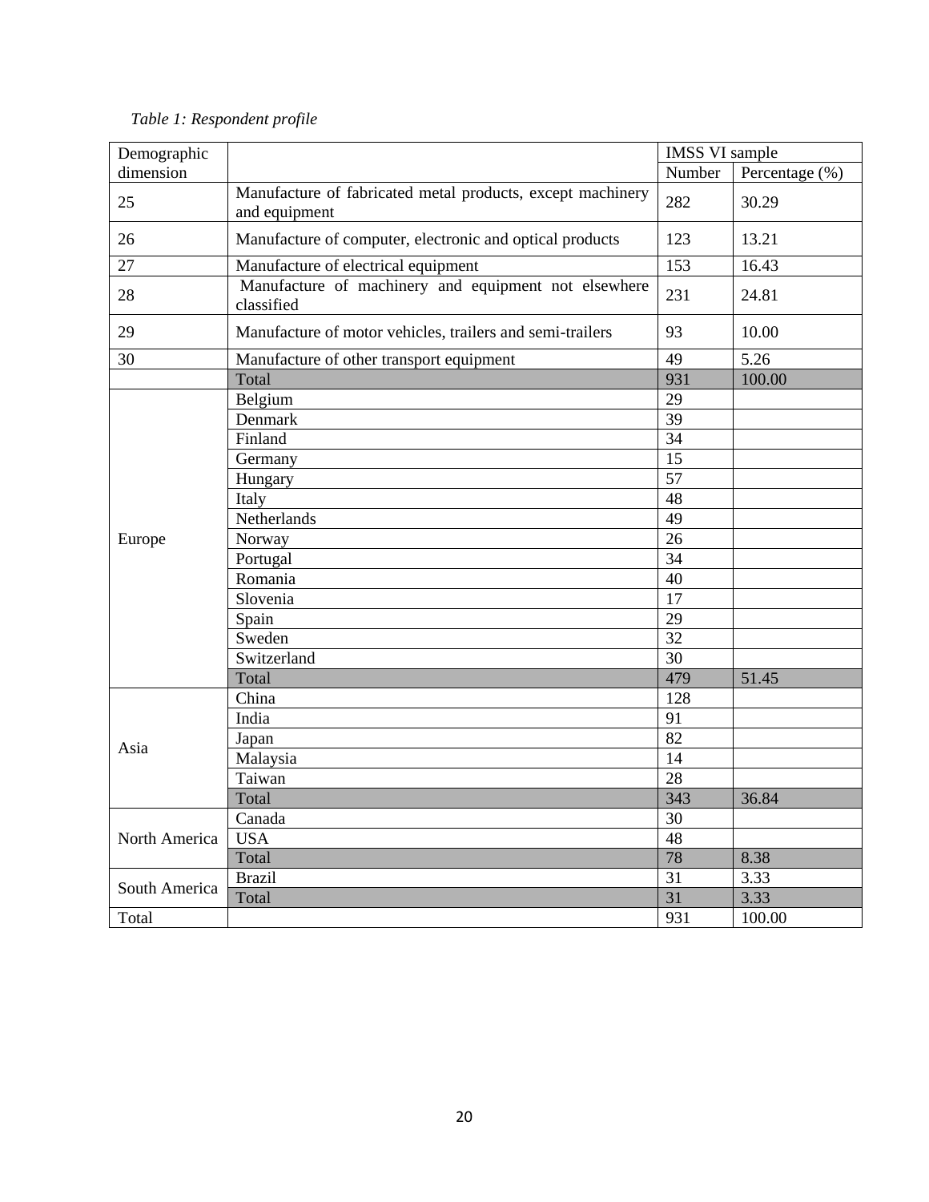*Table 1: Respondent profile*

| Demographic dimension | | IMSS VI sample | |
|---|---|---|---|
| | | Number | Percentage (%) |
| 25 | Manufacture of fabricated metal products, except machinery and equipment | 282 | 30.29 |
| 26 | Manufacture of computer, electronic and optical products | 123 | 13.21 |
| 27 | Manufacture of electrical equipment | 153 | 16.43 |
| 28 | Manufacture of machinery and equipment not elsewhere classified | 231 | 24.81 |
| 29 | Manufacture of motor vehicles, trailers and semi-trailers | 93 | 10.00 |
| 30 | Manufacture of other transport equipment | 49 | 5.26 |
| | Total | 931 | 100.00 |
| Europe | Belgium | 29 | |
| | Denmark | 39 | |
| | Finland | 34 | |
| | Germany | 15 | |
| | Hungary | 57 | |
| | Italy | 48 | |
| | Netherlands | 49 | |
| | Norway | 26 | |
| | Portugal | 34 | |
| | Romania | 40 | |
| | Slovenia | 17 | |
| | Spain | 29 | |
| | Sweden | 32 | |
| | Switzerland | 30 | |
| | Total | 479 | 51.45 |
| Asia | China | 128 | |
| | India | 91 | |
| | Japan | 82 | |
| | Malaysia | 14 | |
| | Taiwan | 28 | |
| | Total | 343 | 36.84 |
| North America | Canada | 30 | |
| | USA | 48 | |
| | Total | 78 | 8.38 |
| South America | Brazil | 31 | 3.33 |
| | Total | 31 | 3.33 |
| Total | | 931 | 100.00 |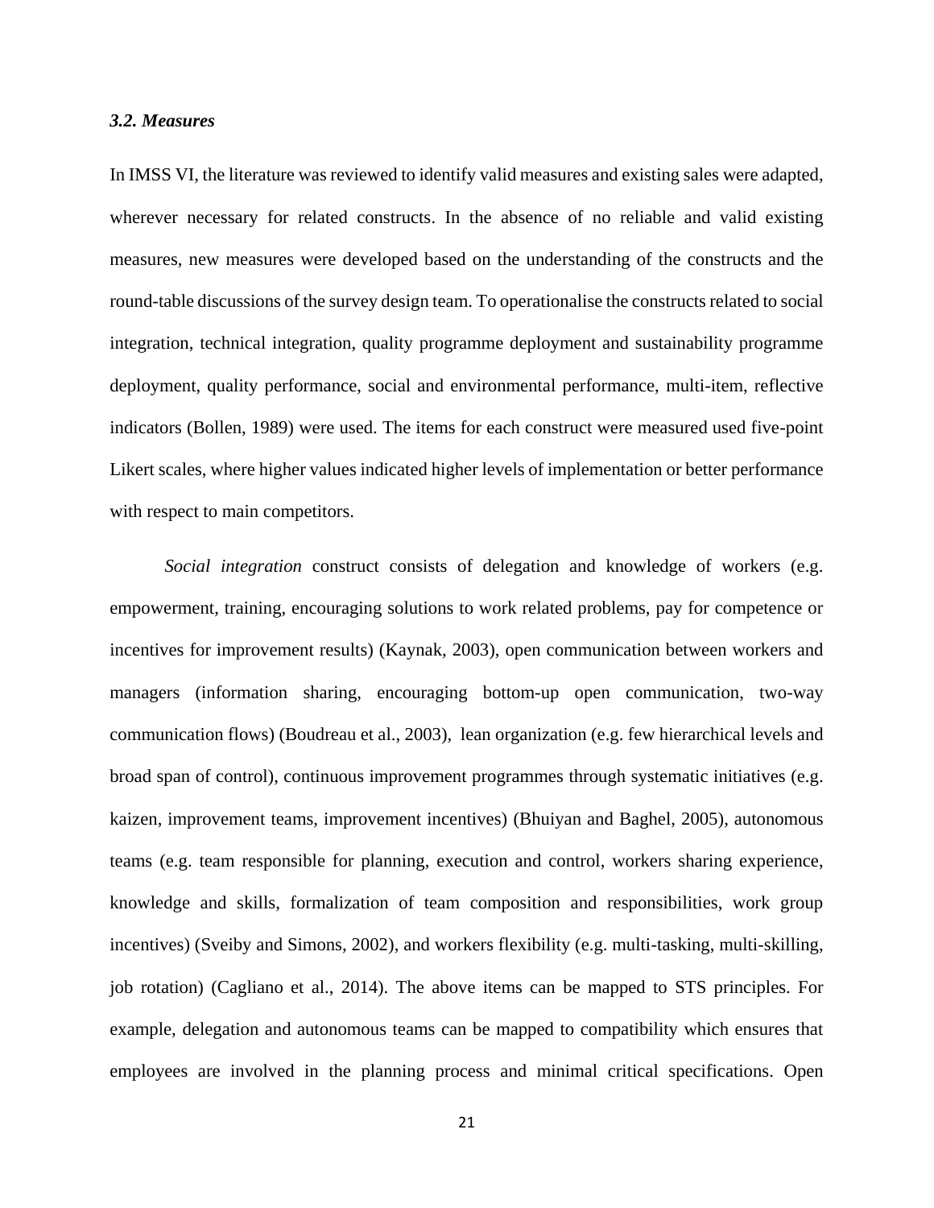### *3.2. Measures*

In IMSS VI, the literature was reviewed to identify valid measures and existing sales were adapted, wherever necessary for related constructs. In the absence of no reliable and valid existing measures, new measures were developed based on the understanding of the constructs and the round-table discussions of the survey design team. To operationalise the constructs related to social integration, technical integration, quality programme deployment and sustainability programme deployment, quality performance, social and environmental performance, multi-item, reflective indicators (Bollen, 1989) were used. The items for each construct were measured used five-point Likert scales, where higher values indicated higher levels of implementation or better performance with respect to main competitors.

*Social integration* construct consists of delegation and knowledge of workers (e.g. empowerment, training, encouraging solutions to work related problems, pay for competence or incentives for improvement results) (Kaynak, 2003), open communication between workers and managers (information sharing, encouraging bottom-up open communication, two-way communication flows) (Boudreau et al., 2003), lean organization (e.g. few hierarchical levels and broad span of control), continuous improvement programmes through systematic initiatives (e.g. kaizen, improvement teams, improvement incentives) (Bhuiyan and Baghel, 2005), autonomous teams (e.g. team responsible for planning, execution and control, workers sharing experience, knowledge and skills, formalization of team composition and responsibilities, work group incentives) (Sveiby and Simons, 2002), and workers flexibility (e.g. multi-tasking, multi-skilling, job rotation) (Cagliano et al., 2014). The above items can be mapped to STS principles. For example, delegation and autonomous teams can be mapped to compatibility which ensures that employees are involved in the planning process and minimal critical specifications. Open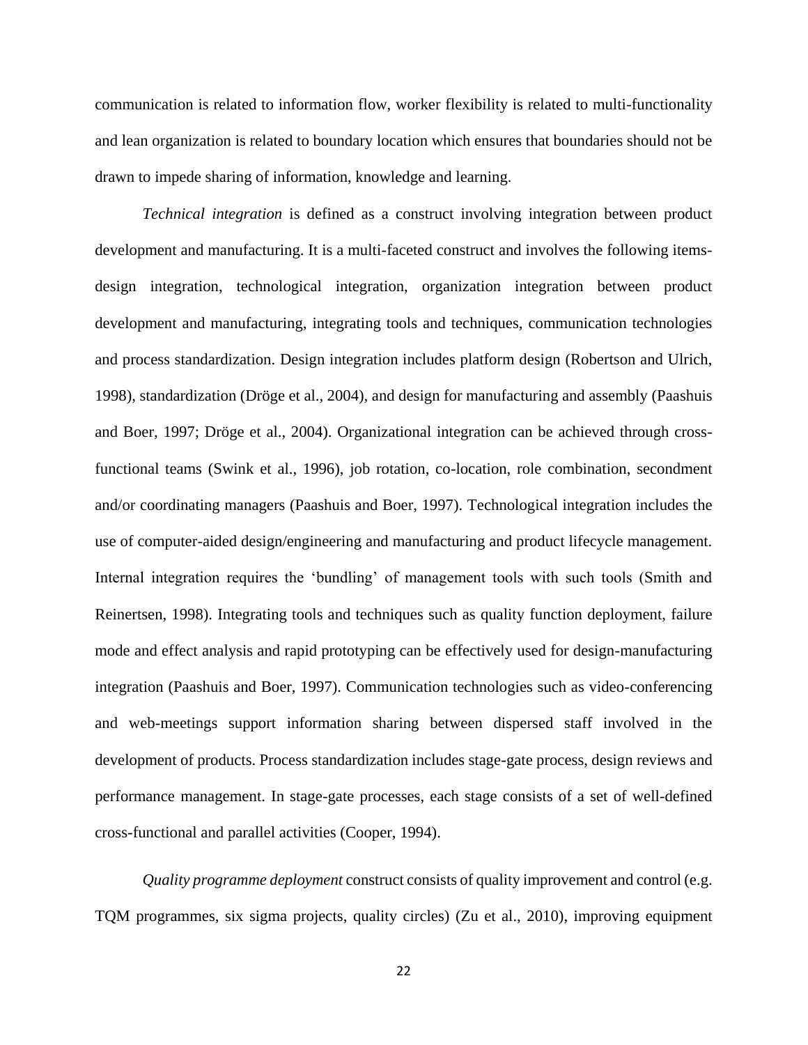communication is related to information flow, worker flexibility is related to multi-functionality and lean organization is related to boundary location which ensures that boundaries should not be drawn to impede sharing of information, knowledge and learning.

*Technical integration* is defined as a construct involving integration between product development and manufacturing. It is a multi-faceted construct and involves the following items- design integration, technological integration, organization integration between product development and manufacturing, integrating tools and techniques, communication technologies and process standardization. Design integration includes platform design (Robertson and Ulrich, 1998), standardization (Dröge et al., 2004), and design for manufacturing and assembly (Paashuis and Boer, 1997; Dröge et al., 2004). Organizational integration can be achieved through cross-functional teams (Swink et al., 1996), job rotation, co-location, role combination, secondment and/or coordinating managers (Paashuis and Boer, 1997). Technological integration includes the use of computer-aided design/engineering and manufacturing and product lifecycle management. Internal integration requires the 'bundling' of management tools with such tools (Smith and Reinertsen, 1998). Integrating tools and techniques such as quality function deployment, failure mode and effect analysis and rapid prototyping can be effectively used for design-manufacturing integration (Paashuis and Boer, 1997). Communication technologies such as video-conferencing and web-meetings support information sharing between dispersed staff involved in the development of products. Process standardization includes stage-gate process, design reviews and performance management. In stage-gate processes, each stage consists of a set of well-defined cross-functional and parallel activities (Cooper, 1994).

*Quality programme deployment* construct consists of quality improvement and control (e.g. TQM programmes, six sigma projects, quality circles) (Zu et al., 2010), improving equipment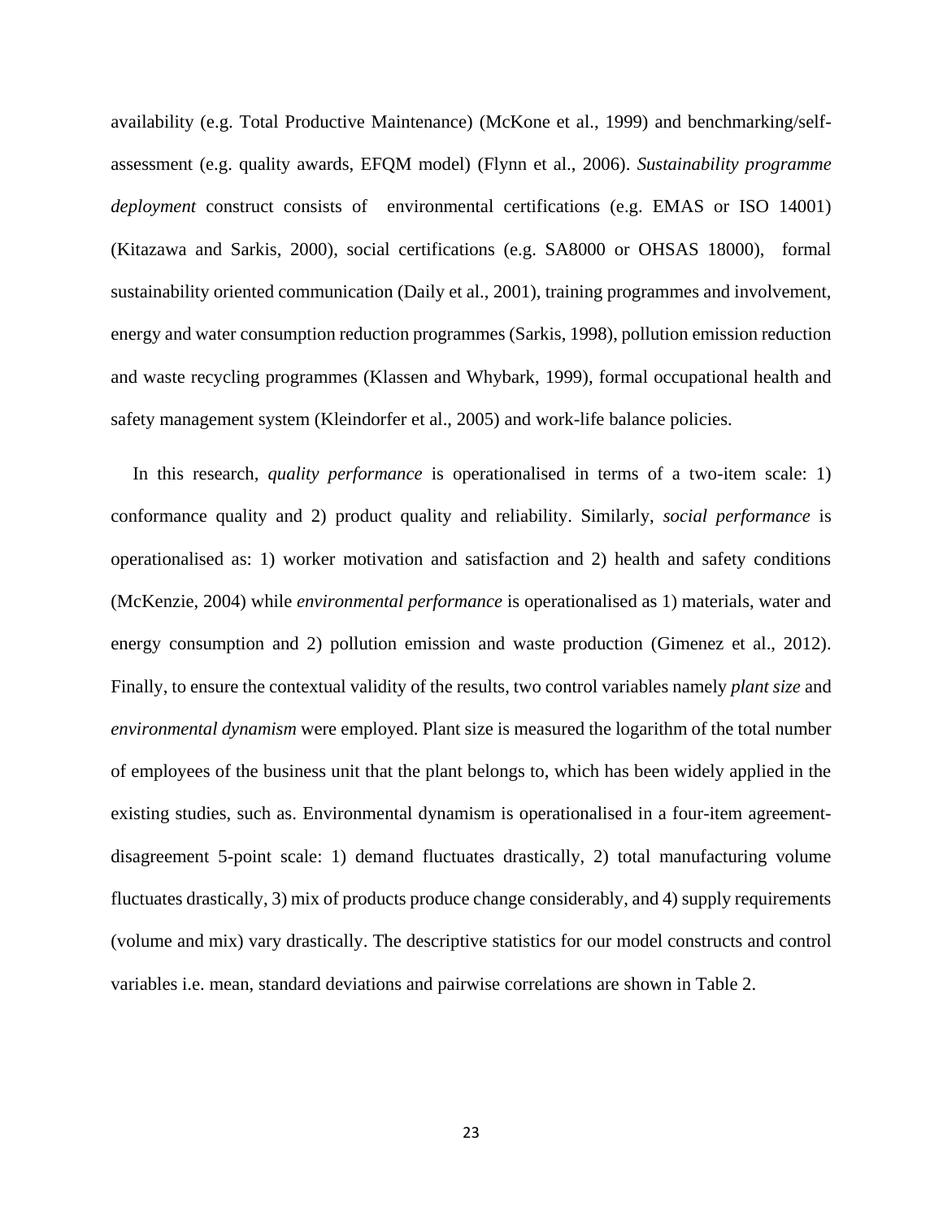availability (e.g. Total Productive Maintenance) (McKone et al., 1999) and benchmarking/self-assessment (e.g. quality awards, EFQM model) (Flynn et al., 2006). *Sustainability programme deployment* construct consists of environmental certifications (e.g. EMAS or ISO 14001) (Kitazawa and Sarkis, 2000), social certifications (e.g. SA8000 or OHSAS 18000), formal sustainability oriented communication (Daily et al., 2001), training programmes and involvement, energy and water consumption reduction programmes (Sarkis, 1998), pollution emission reduction and waste recycling programmes (Klassen and Whybark, 1999), formal occupational health and safety management system (Kleindorfer et al., 2005) and work-life balance policies.

In this research, *quality performance* is operationalised in terms of a two-item scale: 1) conformance quality and 2) product quality and reliability. Similarly, *social performance* is operationalised as: 1) worker motivation and satisfaction and 2) health and safety conditions (McKenzie, 2004) while *environmental performance* is operationalised as 1) materials, water and energy consumption and 2) pollution emission and waste production (Gimenez et al., 2012). Finally, to ensure the contextual validity of the results, two control variables namely *plant size* and *environmental dynamism* were employed. Plant size is measured the logarithm of the total number of employees of the business unit that the plant belongs to, which has been widely applied in the existing studies, such as. Environmental dynamism is operationalised in a four-item agreement-disagreement 5-point scale: 1) demand fluctuates drastically, 2) total manufacturing volume fluctuates drastically, 3) mix of products produce change considerably, and 4) supply requirements (volume and mix) vary drastically. The descriptive statistics for our model constructs and control variables i.e. mean, standard deviations and pairwise correlations are shown in Table 2.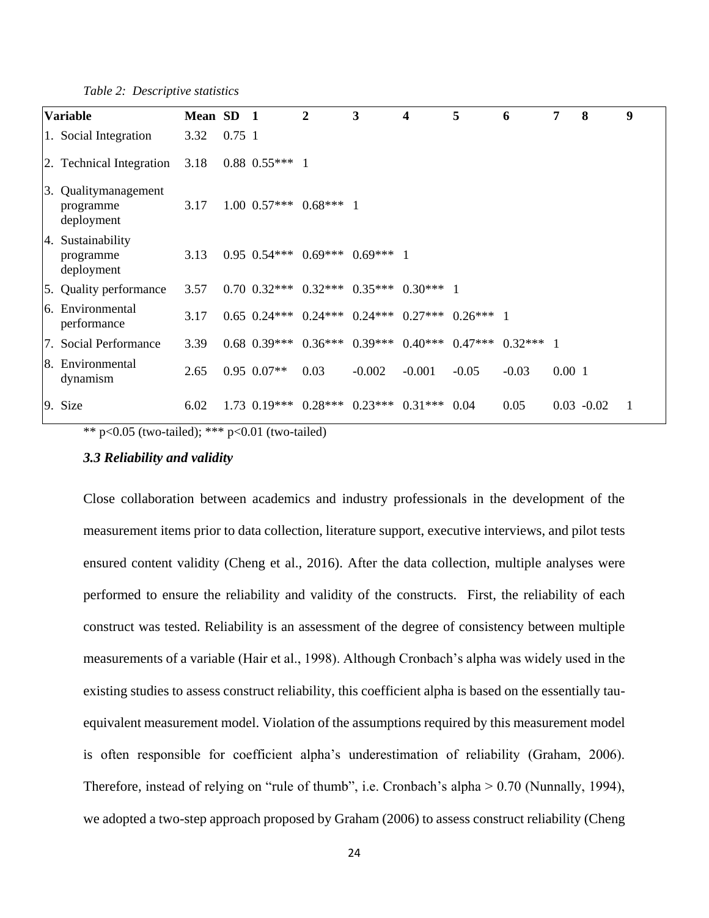*Table 2: Descriptive statistics*

| Variable | Mean | SD | 1 | 2 | 3 | 4 | 5 | 6 | 7 | 8 | 9 |
|---|---|---|---|---|---|---|---|---|---|---|---|
| 1. Social Integration | 3.32 | 0.75 | 1 | | | | | | | | |
| 2. Technical Integration | 3.18 | 0.88 | 0.55*** | 1 | | | | | | | |
| 3. Qualitymanagement programme deployment | 3.17 | 1.00 | 0.57*** | 0.68*** | 1 | | | | | | |
| 4. Sustainability programme deployment | 3.13 | 0.95 | 0.54*** | 0.69*** | 0.69*** | 1 | | | | | |
| 5. Quality performance | 3.57 | 0.70 | 0.32*** | 0.32*** | 0.35*** | 0.30*** | 1 | | | | |
| 6. Environmental performance | 3.17 | 0.65 | 0.24*** | 0.24*** | 0.24*** | 0.27*** | 0.26*** | 1 | | | |
| 7. Social Performance | 3.39 | 0.68 | 0.39*** | 0.36*** | 0.39*** | 0.40*** | 0.47*** | 0.32*** | 1 | | |
| 8. Environmental dynamism | 2.65 | 0.95 | 0.07** | 0.03 | -0.002 | -0.001 | -0.05 | -0.03 | 0.00 | 1 | |
| 9. Size | 6.02 | 1.73 | 0.19*** | 0.28*** | 0.23*** | 0.31*** | 0.04 | 0.05 | 0.03 | -0.02 | 1 |

** p<0.05 (two-tailed); *** p<0.01 (two-tailed)

### *3.3 Reliability and validity*

Close collaboration between academics and industry professionals in the development of the measurement items prior to data collection, literature support, executive interviews, and pilot tests ensured content validity (Cheng et al., 2016). After the data collection, multiple analyses were performed to ensure the reliability and validity of the constructs. First, the reliability of each construct was tested. Reliability is an assessment of the degree of consistency between multiple measurements of a variable (Hair et al., 1998). Although Cronbach's alpha was widely used in the existing studies to assess construct reliability, this coefficient alpha is based on the essentially tau-equivalent measurement model. Violation of the assumptions required by this measurement model is often responsible for coefficient alpha's underestimation of reliability (Graham, 2006). Therefore, instead of relying on "rule of thumb", i.e. Cronbach's alpha > 0.70 (Nunnally, 1994), we adopted a two-step approach proposed by Graham (2006) to assess construct reliability (Cheng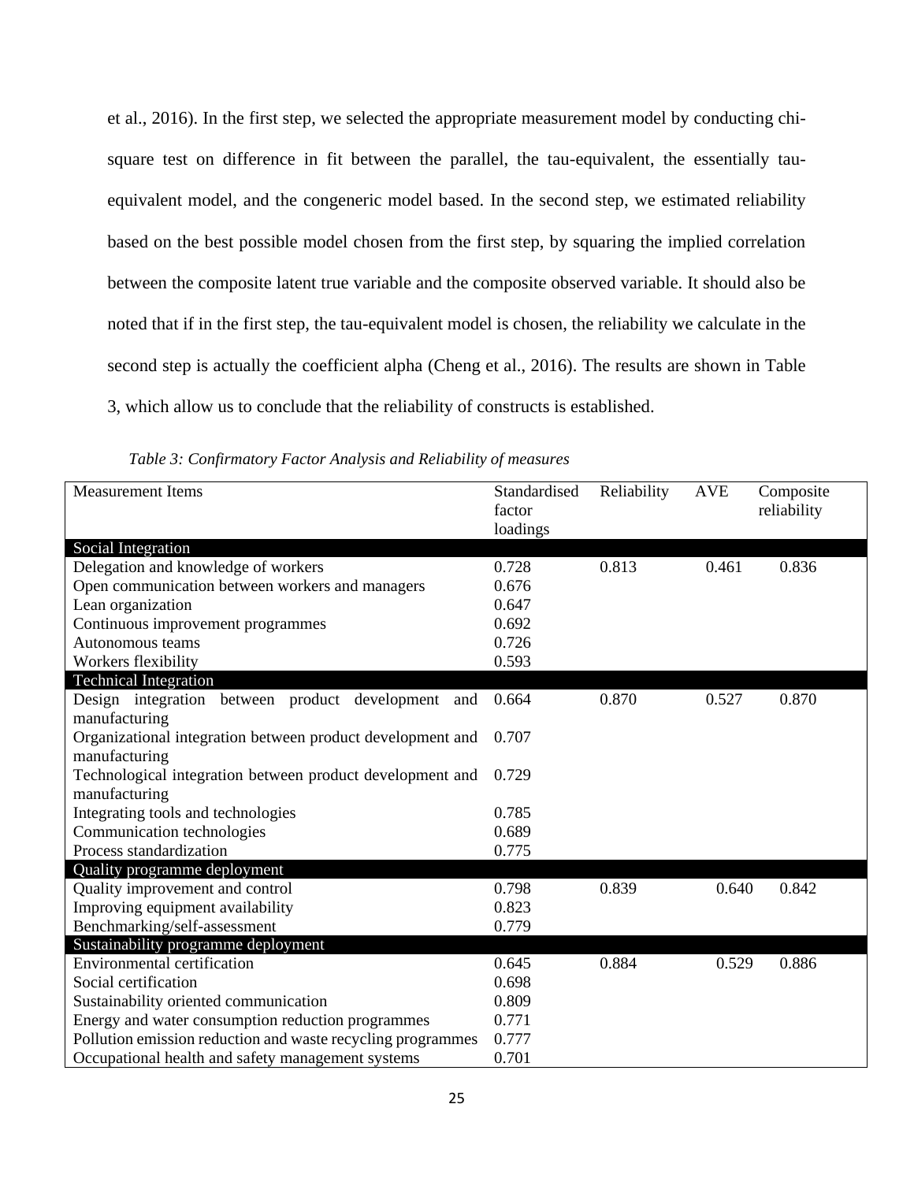et al., 2016). In the first step, we selected the appropriate measurement model by conducting chi-square test on difference in fit between the parallel, the tau-equivalent, the essentially tau-equivalent model, and the congeneric model based. In the second step, we estimated reliability based on the best possible model chosen from the first step, by squaring the implied correlation between the composite latent true variable and the composite observed variable. It should also be noted that if in the first step, the tau-equivalent model is chosen, the reliability we calculate in the second step is actually the coefficient alpha (Cheng et al., 2016). The results are shown in Table 3, which allow us to conclude that the reliability of constructs is established.

*Table 3: Confirmatory Factor Analysis and Reliability of measures*

| Measurement Items | Standardised factor loadings | Reliability | AVE | Composite reliability |
|---|---|---|---|---|
| **Social Integration** | | | | |
| Delegation and knowledge of workers | 0.728 | 0.813 | 0.461 | 0.836 |
| Open communication between workers and managers | 0.676 | | | |
| Lean organization | 0.647 | | | |
| Continuous improvement programmes | 0.692 | | | |
| Autonomous teams | 0.726 | | | |
| Workers flexibility | 0.593 | | | |
| **Technical Integration** | | | | |
| Design integration between product development and manufacturing | 0.664 | 0.870 | 0.527 | 0.870 |
| Organizational integration between product development and manufacturing | 0.707 | | | |
| Technological integration between product development and manufacturing | 0.729 | | | |
| Integrating tools and technologies | 0.785 | | | |
| Communication technologies | 0.689 | | | |
| Process standardization | 0.775 | | | |
| **Quality programme deployment** | | | | |
| Quality improvement and control | 0.798 | 0.839 | 0.640 | 0.842 |
| Improving equipment availability | 0.823 | | | |
| Benchmarking/self-assessment | 0.779 | | | |
| **Sustainability programme deployment** | | | | |
| Environmental certification | 0.645 | 0.884 | 0.529 | 0.886 |
| Social certification | 0.698 | | | |
| Sustainability oriented communication | 0.809 | | | |
| Energy and water consumption reduction programmes | 0.771 | | | |
| Pollution emission reduction and waste recycling programmes | 0.777 | | | |
| Occupational health and safety management systems | 0.701 | | | |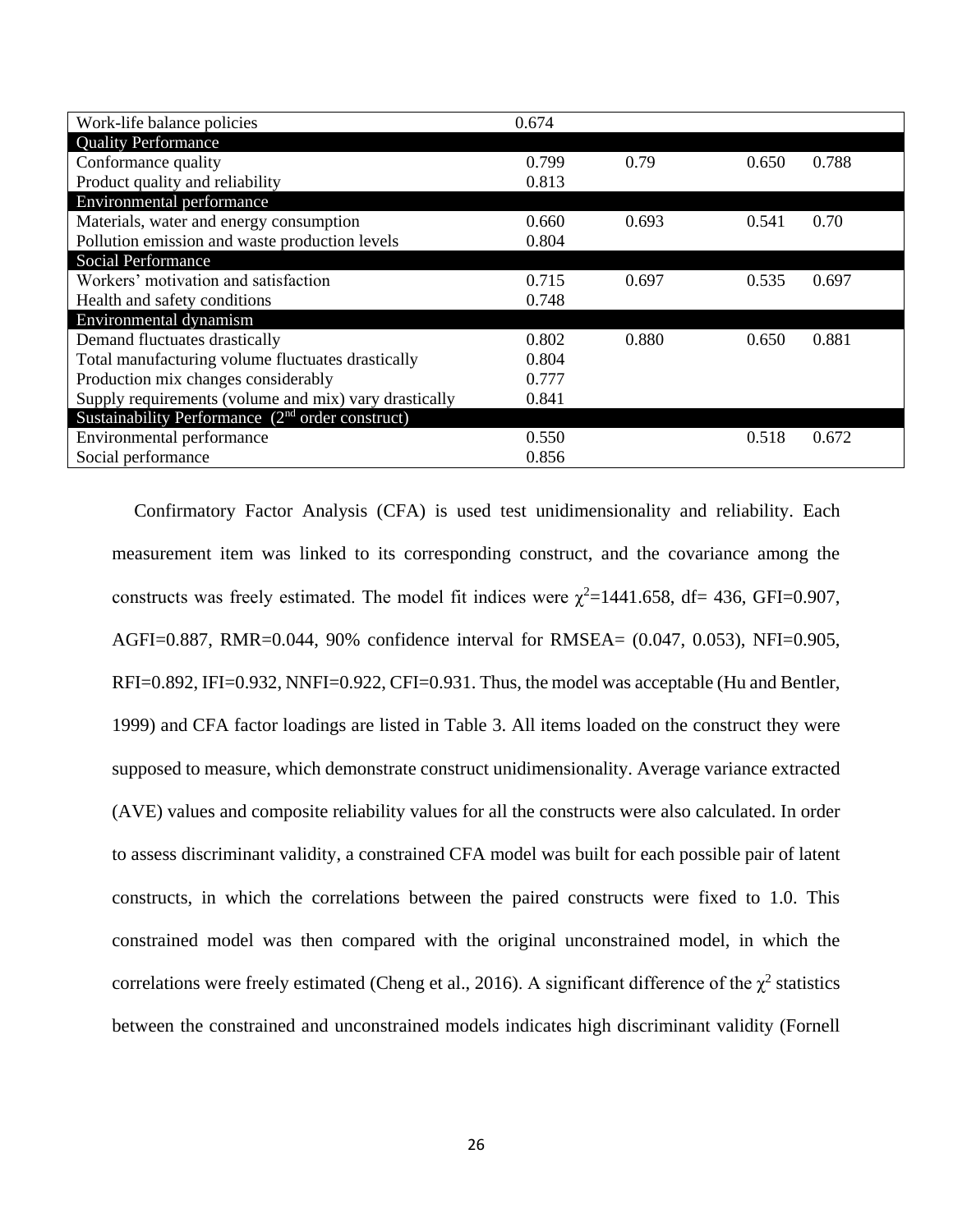| | | | | |
|---|---|---|---|---|
| Work-life balance policies | 0.674 | | | |
| **Quality Performance** | | | | |
| Conformance quality | 0.799 | 0.79 | 0.650 | 0.788 |
| Product quality and reliability | 0.813 | | | |
| **Environmental performance** | | | | |
| Materials, water and energy consumption | 0.660 | 0.693 | 0.541 | 0.70 |
| Pollution emission and waste production levels | 0.804 | | | |
| **Social Performance** | | | | |
| Workers' motivation and satisfaction | 0.715 | 0.697 | 0.535 | 0.697 |
| Health and safety conditions | 0.748 | | | |
| **Environmental dynamism** | | | | |
| Demand fluctuates drastically | 0.802 | 0.880 | 0.650 | 0.881 |
| Total manufacturing volume fluctuates drastically | 0.804 | | | |
| Production mix changes considerably | 0.777 | | | |
| Supply requirements (volume and mix) vary drastically | 0.841 | | | |
| **Sustainability Performance (2nd order construct)** | | | | |
| Environmental performance | 0.550 | | 0.518 | 0.672 |
| Social performance | 0.856 | | | |

Confirmatory Factor Analysis (CFA) is used test unidimensionality and reliability. Each measurement item was linked to its corresponding construct, and the covariance among the constructs was freely estimated. The model fit indices were $\chi^2$=1441.658, df= 436, GFI=0.907, AGFI=0.887, RMR=0.044, 90% confidence interval for RMSEA= (0.047, 0.053), NFI=0.905, RFI=0.892, IFI=0.932, NNFI=0.922, CFI=0.931. Thus, the model was acceptable (Hu and Bentler, 1999) and CFA factor loadings are listed in Table 3. All items loaded on the construct they were supposed to measure, which demonstrate construct unidimensionality. Average variance extracted (AVE) values and composite reliability values for all the constructs were also calculated. In order to assess discriminant validity, a constrained CFA model was built for each possible pair of latent constructs, in which the correlations between the paired constructs were fixed to 1.0. This constrained model was then compared with the original unconstrained model, in which the correlations were freely estimated (Cheng et al., 2016). A significant difference of the $\chi^2$ statistics between the constrained and unconstrained models indicates high discriminant validity (Fornell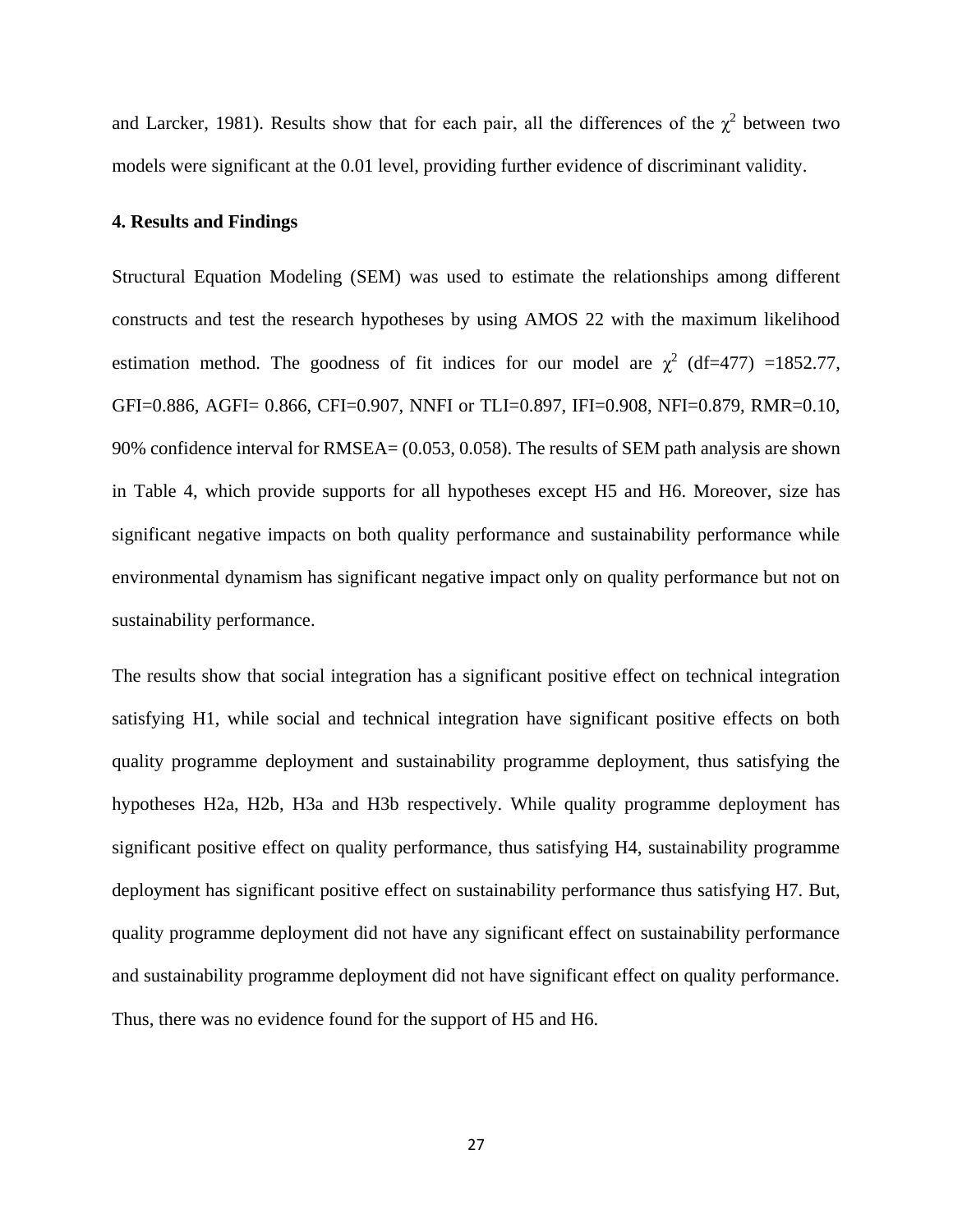and Larcker, 1981). Results show that for each pair, all the differences of the $\chi^2$ between two models were significant at the 0.01 level, providing further evidence of discriminant validity.

## 4. Results and Findings

Structural Equation Modeling (SEM) was used to estimate the relationships among different constructs and test the research hypotheses by using AMOS 22 with the maximum likelihood estimation method. The goodness of fit indices for our model are $\chi^2$ (df=477) =1852.77, GFI=0.886, AGFI= 0.866, CFI=0.907, NNFI or TLI=0.897, IFI=0.908, NFI=0.879, RMR=0.10, 90% confidence interval for RMSEA= (0.053, 0.058). The results of SEM path analysis are shown in Table 4, which provide supports for all hypotheses except H5 and H6. Moreover, size has significant negative impacts on both quality performance and sustainability performance while environmental dynamism has significant negative impact only on quality performance but not on sustainability performance.

The results show that social integration has a significant positive effect on technical integration satisfying H1, while social and technical integration have significant positive effects on both quality programme deployment and sustainability programme deployment, thus satisfying the hypotheses H2a, H2b, H3a and H3b respectively. While quality programme deployment has significant positive effect on quality performance, thus satisfying H4, sustainability programme deployment has significant positive effect on sustainability performance thus satisfying H7. But, quality programme deployment did not have any significant effect on sustainability performance and sustainability programme deployment did not have significant effect on quality performance. Thus, there was no evidence found for the support of H5 and H6.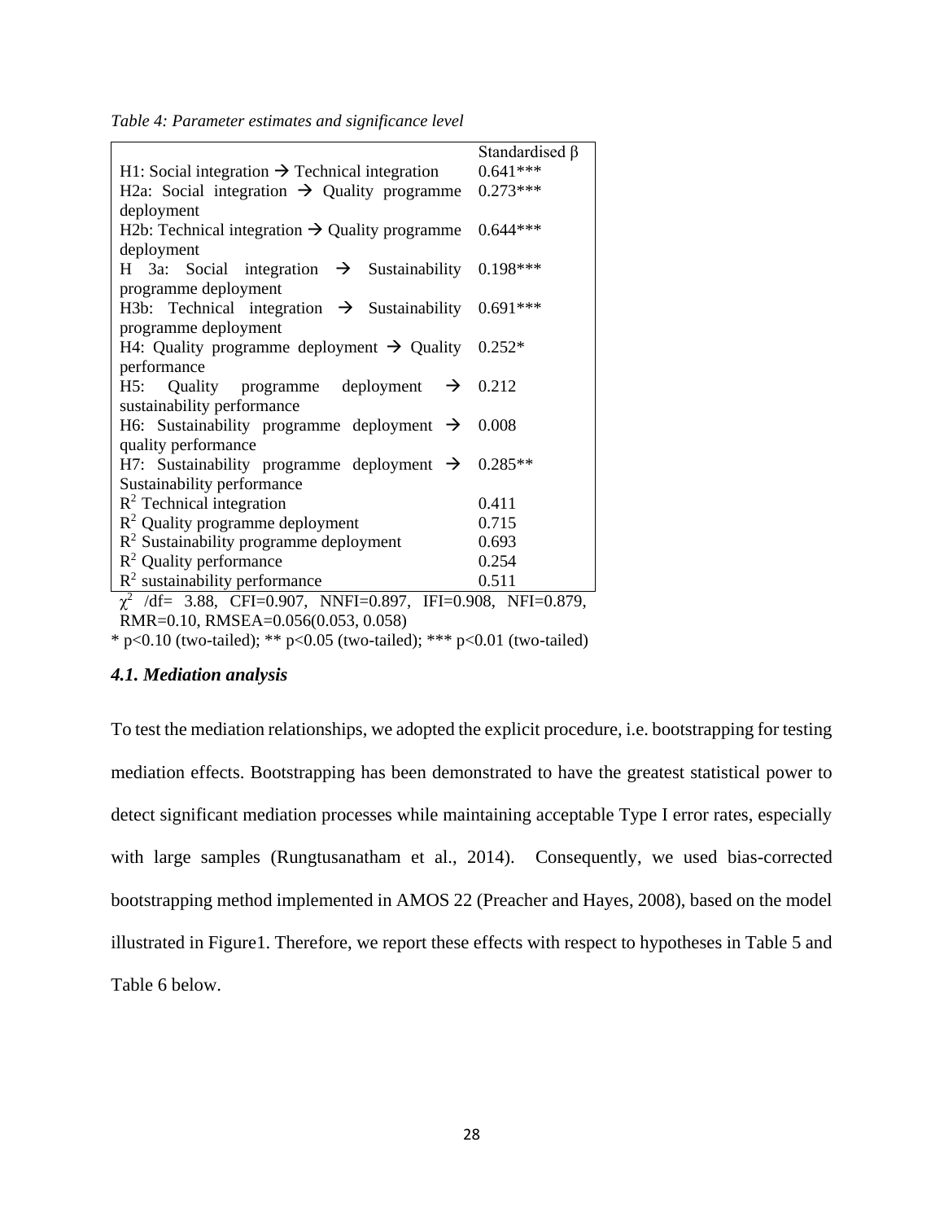*Table 4: Parameter estimates and significance level*

| | Standardised β |
|---|---|
| H1: Social integration → Technical integration | 0.641*** |
| H2a: Social integration → Quality programme deployment | 0.273*** |
| H2b: Technical integration → Quality programme deployment | 0.644*** |
| H 3a: Social integration → Sustainability programme deployment | 0.198*** |
| H3b: Technical integration → Sustainability programme deployment | 0.691*** |
| H4: Quality programme deployment → Quality performance | 0.252* |
| H5: Quality programme deployment → sustainability performance | 0.212 |
| H6: Sustainability programme deployment → quality performance | 0.008 |
| H7: Sustainability programme deployment → Sustainability performance | 0.285** |
| $R^2$ Technical integration | 0.411 |
| $R^2$ Quality programme deployment | 0.715 |
| $R^2$ Sustainability programme deployment | 0.693 |
| $R^2$ Quality performance | 0.254 |
| $R^2$ sustainability performance | 0.511 |

$\chi^2$ /df= 3.88, CFI=0.907, NNFI=0.897, IFI=0.908, NFI=0.879, RMR=0.10, RMSEA=0.056(0.053, 0.058)

* $p<0.10$ (two-tailed); ** $p<0.05$ (two-tailed); *** $p<0.01$ (two-tailed)

### *4.1. Mediation analysis*

To test the mediation relationships, we adopted the explicit procedure, i.e. bootstrapping for testing mediation effects. Bootstrapping has been demonstrated to have the greatest statistical power to detect significant mediation processes while maintaining acceptable Type I error rates, especially with large samples (Rungtusanatham et al., 2014). Consequently, we used bias-corrected bootstrapping method implemented in AMOS 22 (Preacher and Hayes, 2008), based on the model illustrated in Figure1. Therefore, we report these effects with respect to hypotheses in Table 5 and Table 6 below.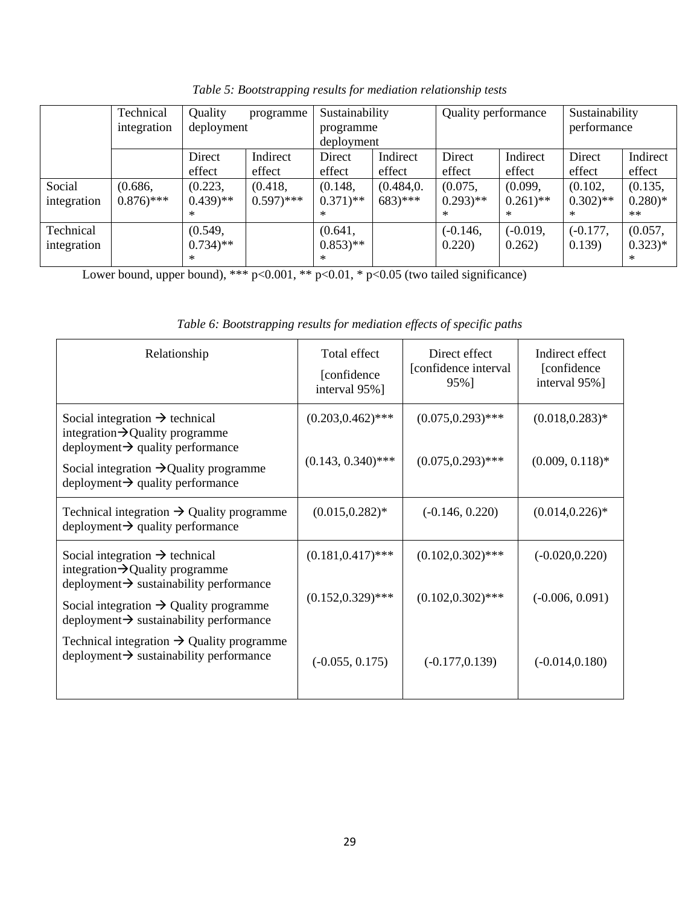*Table 5: Bootstrapping results for mediation relationship tests*

| | Technical integration | Quality programme deployment | | Sustainability programme deployment | | Quality performance | | Sustainability performance | |
|---|---|---|---|---|---|---|---|---|---|
| | | Direct effect | Indirect effect | Direct effect | Indirect effect | Direct effect | Indirect effect | Direct effect | Indirect effect |
| Social integration | (0.686, 0.876)*** | (0.223, 0.439)*** | (0.418, 0.597)*** | (0.148, 0.371)*** | (0.484,0.683)*** | (0.075, 0.293)*** | (0.099, 0.261)*** | (0.102, 0.302)*** | (0.135, 0.280)*** |
| Technical integration | | (0.549, 0.734)*** | | (0.641, 0.853)*** | | (-0.146, 0.220) | (-0.019, 0.262) | (-0.177, 0.139) | (0.057, 0.323)** |

Lower bound, upper bound), *** p<0.001, ** p<0.01, * p<0.05 (two tailed significance)

*Table 6: Bootstrapping results for mediation effects of specific paths*

| Relationship | Total effect [confidence interval 95%] | Direct effect [confidence interval 95%] | Indirect effect [confidence interval 95%] |
|---|---|---|---|
| Social integration → technical integration→Quality programme deployment→ quality performance | (0.203,0.462)*** | (0.075,0.293)*** | (0.018,0.283)* |
| Social integration →Quality programme deployment→ quality performance | (0.143, 0.340)*** | (0.075,0.293)*** | (0.009, 0.118)* |
| Technical integration → Quality programme deployment→ quality performance | (0.015,0.282)* | (-0.146, 0.220) | (0.014,0.226)* |
| Social integration → technical integration→Quality programme deployment→ sustainability performance | (0.181,0.417)*** | (0.102,0.302)*** | (-0.020,0.220) |
| Social integration → Quality programme deployment→ sustainability performance | (0.152,0.329)*** | (0.102,0.302)*** | (-0.006, 0.091) |
| Technical integration → Quality programme deployment→ sustainability performance | (-0.055, 0.175) | (-0.177,0.139) | (-0.014,0.180) |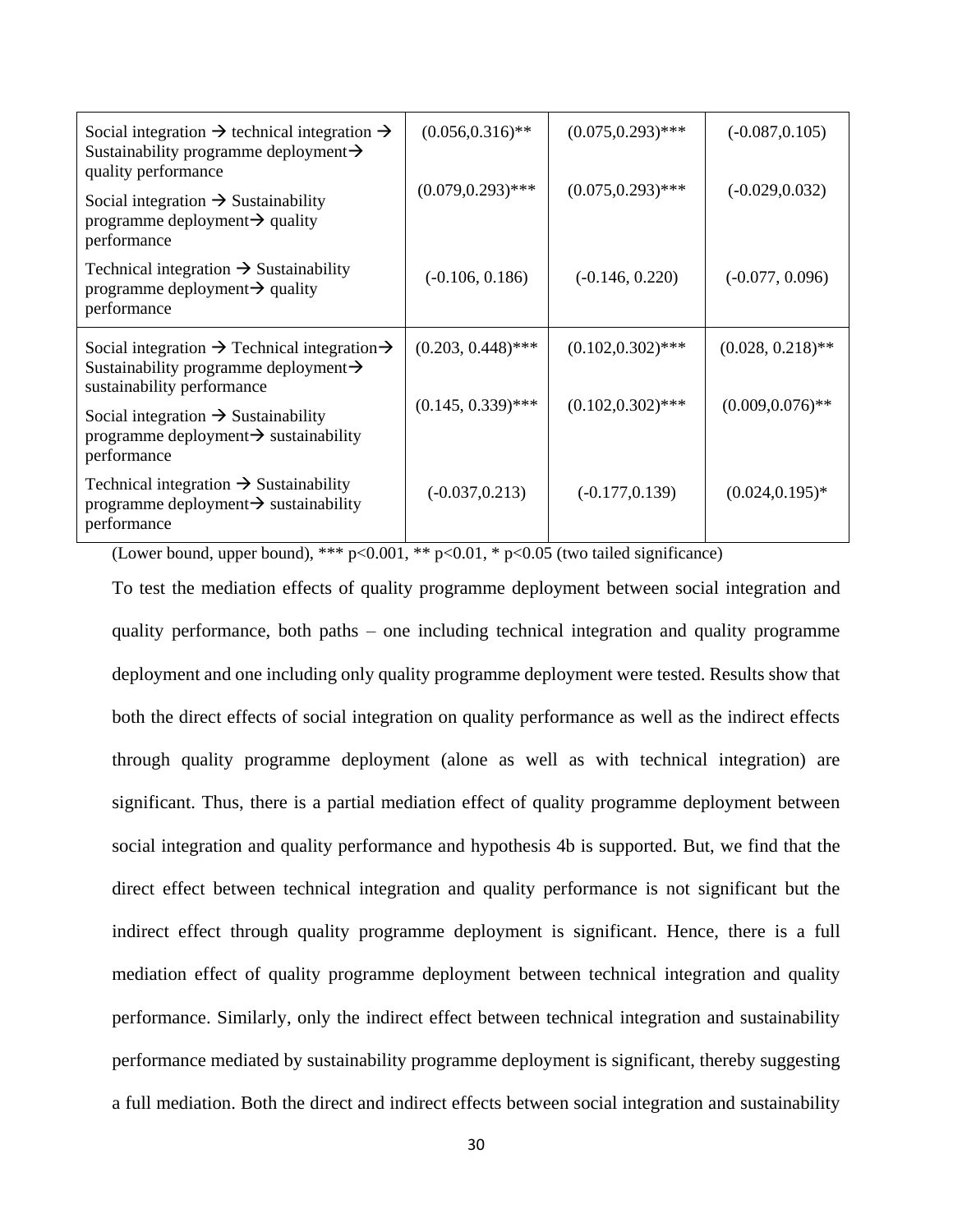| | | | |
|---|---|---|---|
| Social integration → technical integration → Sustainability programme deployment→ quality performance | (0.056,0.316)** | (0.075,0.293)*** | (-0.087,0.105) |
| Social integration → Sustainability programme deployment→ quality performance | (0.079,0.293)*** | (0.075,0.293)*** | (-0.029,0.032) |
| Technical integration → Sustainability programme deployment→ quality performance | (-0.106, 0.186) | (-0.146, 0.220) | (-0.077, 0.096) |
| Social integration → Technical integration→ Sustainability programme deployment→ sustainability performance | (0.203, 0.448)*** | (0.102,0.302)*** | (0.028, 0.218)** |
| Social integration → Sustainability programme deployment→ sustainability performance | (0.145, 0.339)*** | (0.102,0.302)*** | (0.009,0.076)** |
| Technical integration → Sustainability programme deployment→ sustainability performance | (-0.037,0.213) | (-0.177,0.139) | (0.024,0.195)* |

(Lower bound, upper bound), *** $p<0.001$, ** $p<0.01$, * $p<0.05$ (two tailed significance)

To test the mediation effects of quality programme deployment between social integration and quality performance, both paths – one including technical integration and quality programme deployment and one including only quality programme deployment were tested. Results show that both the direct effects of social integration on quality performance as well as the indirect effects through quality programme deployment (alone as well as with technical integration) are significant. Thus, there is a partial mediation effect of quality programme deployment between social integration and quality performance and hypothesis 4b is supported. But, we find that the direct effect between technical integration and quality performance is not significant but the indirect effect through quality programme deployment is significant. Hence, there is a full mediation effect of quality programme deployment between technical integration and quality performance. Similarly, only the indirect effect between technical integration and sustainability performance mediated by sustainability programme deployment is significant, thereby suggesting a full mediation. Both the direct and indirect effects between social integration and sustainability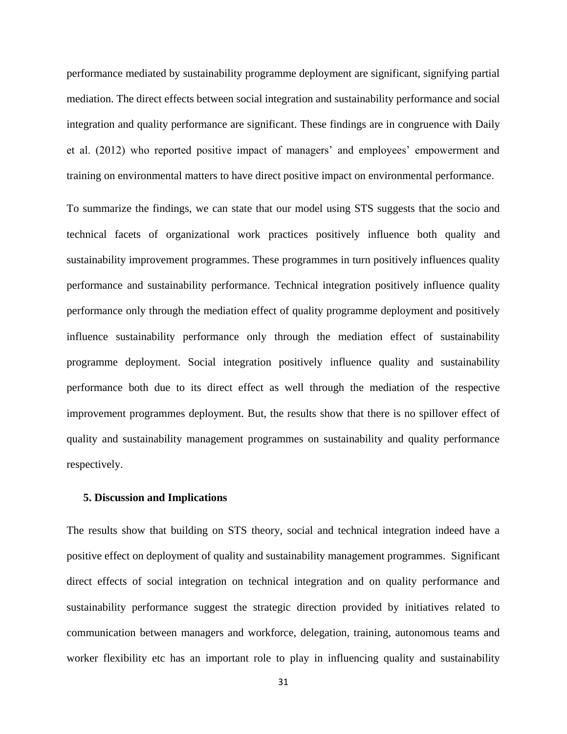performance mediated by sustainability programme deployment are significant, signifying partial mediation. The direct effects between social integration and sustainability performance and social integration and quality performance are significant. These findings are in congruence with Daily et al. (2012) who reported positive impact of managers' and employees' empowerment and training on environmental matters to have direct positive impact on environmental performance.

To summarize the findings, we can state that our model using STS suggests that the socio and technical facets of organizational work practices positively influence both quality and sustainability improvement programmes. These programmes in turn positively influences quality performance and sustainability performance. Technical integration positively influence quality performance only through the mediation effect of quality programme deployment and positively influence sustainability performance only through the mediation effect of sustainability programme deployment. Social integration positively influence quality and sustainability performance both due to its direct effect as well through the mediation of the respective improvement programmes deployment. But, the results show that there is no spillover effect of quality and sustainability management programmes on sustainability and quality performance respectively.

## 5. Discussion and Implications

The results show that building on STS theory, social and technical integration indeed have a positive effect on deployment of quality and sustainability management programmes. Significant direct effects of social integration on technical integration and on quality performance and sustainability performance suggest the strategic direction provided by initiatives related to communication between managers and workforce, delegation, training, autonomous teams and worker flexibility etc has an important role to play in influencing quality and sustainability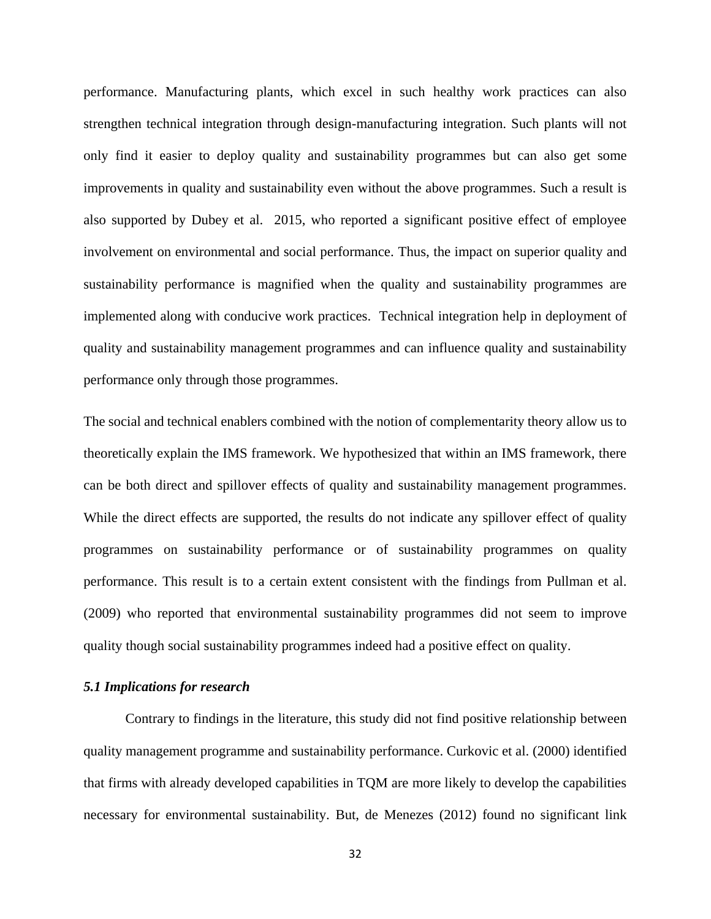performance. Manufacturing plants, which excel in such healthy work practices can also strengthen technical integration through design-manufacturing integration. Such plants will not only find it easier to deploy quality and sustainability programmes but can also get some improvements in quality and sustainability even without the above programmes. Such a result is also supported by Dubey et al. 2015, who reported a significant positive effect of employee involvement on environmental and social performance. Thus, the impact on superior quality and sustainability performance is magnified when the quality and sustainability programmes are implemented along with conducive work practices. Technical integration help in deployment of quality and sustainability management programmes and can influence quality and sustainability performance only through those programmes.

The social and technical enablers combined with the notion of complementarity theory allow us to theoretically explain the IMS framework. We hypothesized that within an IMS framework, there can be both direct and spillover effects of quality and sustainability management programmes. While the direct effects are supported, the results do not indicate any spillover effect of quality programmes on sustainability performance or of sustainability programmes on quality performance. This result is to a certain extent consistent with the findings from Pullman et al. (2009) who reported that environmental sustainability programmes did not seem to improve quality though social sustainability programmes indeed had a positive effect on quality.

### *5.1 Implications for research*

Contrary to findings in the literature, this study did not find positive relationship between quality management programme and sustainability performance. Curkovic et al. (2000) identified that firms with already developed capabilities in TQM are more likely to develop the capabilities necessary for environmental sustainability. But, de Menezes (2012) found no significant link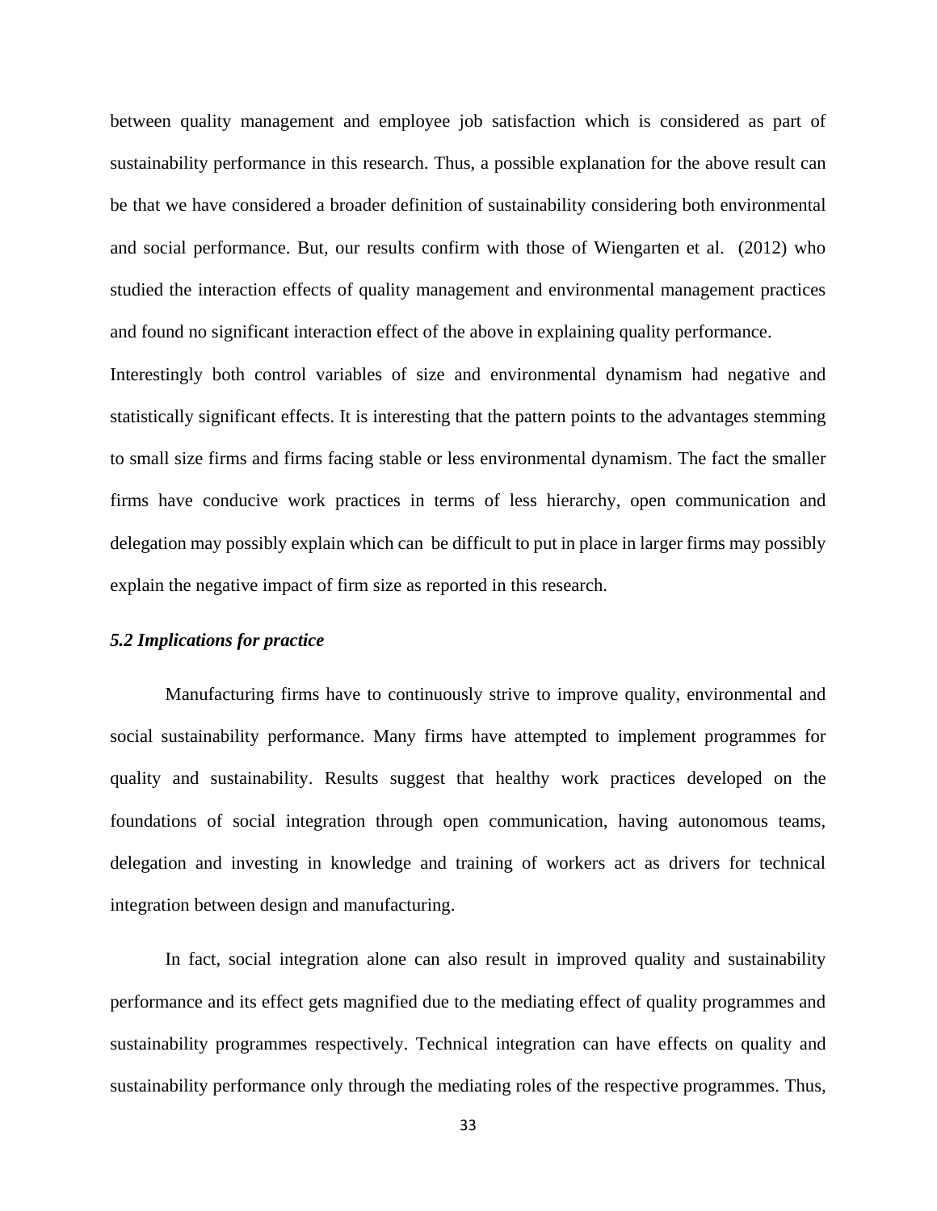between quality management and employee job satisfaction which is considered as part of sustainability performance in this research. Thus, a possible explanation for the above result can be that we have considered a broader definition of sustainability considering both environmental and social performance. But, our results confirm with those of Wiengarten et al. (2012) who studied the interaction effects of quality management and environmental management practices and found no significant interaction effect of the above in explaining quality performance.

Interestingly both control variables of size and environmental dynamism had negative and statistically significant effects. It is interesting that the pattern points to the advantages stemming to small size firms and firms facing stable or less environmental dynamism. The fact the smaller firms have conducive work practices in terms of less hierarchy, open communication and delegation may possibly explain which can be difficult to put in place in larger firms may possibly explain the negative impact of firm size as reported in this research.

### *5.2 Implications for practice*

Manufacturing firms have to continuously strive to improve quality, environmental and social sustainability performance. Many firms have attempted to implement programmes for quality and sustainability. Results suggest that healthy work practices developed on the foundations of social integration through open communication, having autonomous teams, delegation and investing in knowledge and training of workers act as drivers for technical integration between design and manufacturing.

In fact, social integration alone can also result in improved quality and sustainability performance and its effect gets magnified due to the mediating effect of quality programmes and sustainability programmes respectively. Technical integration can have effects on quality and sustainability performance only through the mediating roles of the respective programmes. Thus,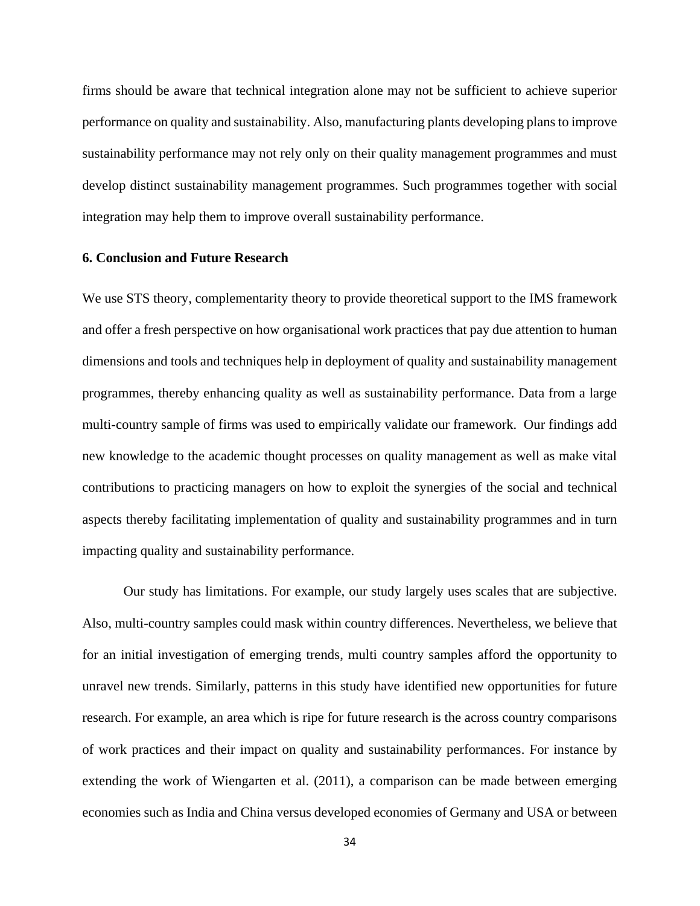firms should be aware that technical integration alone may not be sufficient to achieve superior performance on quality and sustainability. Also, manufacturing plants developing plans to improve sustainability performance may not rely only on their quality management programmes and must develop distinct sustainability management programmes. Such programmes together with social integration may help them to improve overall sustainability performance.

## 6. Conclusion and Future Research

We use STS theory, complementarity theory to provide theoretical support to the IMS framework and offer a fresh perspective on how organisational work practices that pay due attention to human dimensions and tools and techniques help in deployment of quality and sustainability management programmes, thereby enhancing quality as well as sustainability performance. Data from a large multi-country sample of firms was used to empirically validate our framework. Our findings add new knowledge to the academic thought processes on quality management as well as make vital contributions to practicing managers on how to exploit the synergies of the social and technical aspects thereby facilitating implementation of quality and sustainability programmes and in turn impacting quality and sustainability performance.

Our study has limitations. For example, our study largely uses scales that are subjective. Also, multi-country samples could mask within country differences. Nevertheless, we believe that for an initial investigation of emerging trends, multi country samples afford the opportunity to unravel new trends. Similarly, patterns in this study have identified new opportunities for future research. For example, an area which is ripe for future research is the across country comparisons of work practices and their impact on quality and sustainability performances. For instance by extending the work of Wiengarten et al. (2011), a comparison can be made between emerging economies such as India and China versus developed economies of Germany and USA or between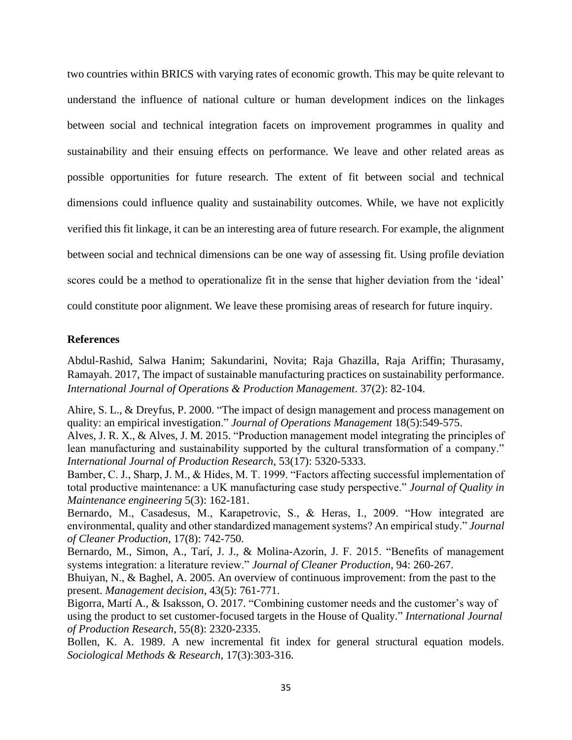two countries within BRICS with varying rates of economic growth. This may be quite relevant to understand the influence of national culture or human development indices on the linkages between social and technical integration facets on improvement programmes in quality and sustainability and their ensuing effects on performance. We leave and other related areas as possible opportunities for future research. The extent of fit between social and technical dimensions could influence quality and sustainability outcomes. While, we have not explicitly verified this fit linkage, it can be an interesting area of future research. For example, the alignment between social and technical dimensions can be one way of assessing fit. Using profile deviation scores could be a method to operationalize fit in the sense that higher deviation from the 'ideal' could constitute poor alignment. We leave these promising areas of research for future inquiry.

**References**

Abdul-Rashid, Salwa Hanim; Sakundarini, Novita; Raja Ghazilla, Raja Ariffin; Thurasamy, Ramayah. 2017, The impact of sustainable manufacturing practices on sustainability performance. *International Journal of Operations & Production Management*. 37(2): 82-104.

Ahire, S. L., & Dreyfus, P. 2000. "The impact of design management and process management on quality: an empirical investigation." *Journal of Operations Management* 18(5):549-575.

Alves, J. R. X., & Alves, J. M. 2015. "Production management model integrating the principles of lean manufacturing and sustainability supported by the cultural transformation of a company." *International Journal of Production Research*, 53(17): 5320-5333.

Bamber, C. J., Sharp, J. M., & Hides, M. T. 1999. "Factors affecting successful implementation of total productive maintenance: a UK manufacturing case study perspective." *Journal of Quality in Maintenance engineering* 5(3): 162-181.

Bernardo, M., Casadesus, M., Karapetrovic, S., & Heras, I., 2009. "How integrated are environmental, quality and other standardized management systems? An empirical study." *Journal of Cleaner Production*, 17(8): 742-750.

Bernardo, M., Simon, A., Tarí, J. J., & Molina-Azorín, J. F. 2015. "Benefits of management systems integration: a literature review." *Journal of Cleaner Production*, 94: 260-267.

Bhuiyan, N., & Baghel, A. 2005. An overview of continuous improvement: from the past to the present. *Management decision*, 43(5): 761-771.

Bigorra, Martí A., & Isaksson, O. 2017. "Combining customer needs and the customer's way of using the product to set customer-focused targets in the House of Quality." *International Journal of Production Research*, 55(8): 2320-2335.

Bollen, K. A. 1989. A new incremental fit index for general structural equation models. *Sociological Methods & Research*, 17(3):303-316.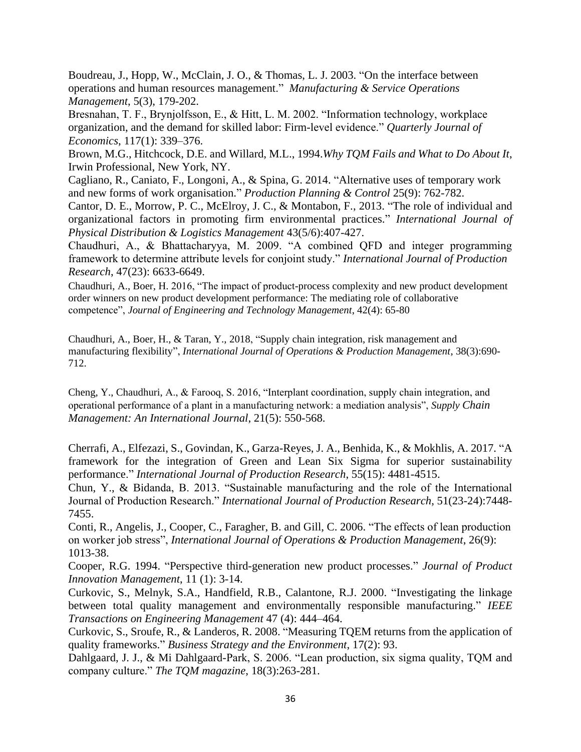Boudreau, J., Hopp, W., McClain, J. O., & Thomas, L. J. 2003. "On the interface between operations and human resources management." *Manufacturing & Service Operations Management*, 5(3), 179-202.

Bresnahan, T. F., Brynjolfsson, E., & Hitt, L. M. 2002. "Information technology, workplace organization, and the demand for skilled labor: Firm-level evidence." *Quarterly Journal of Economics*, 117(1): 339–376.

Brown, M.G., Hitchcock, D.E. and Willard, M.L., 1994.*Why TQM Fails and What to Do About It*, Irwin Professional, New York, NY.

Cagliano, R., Caniato, F., Longoni, A., & Spina, G. 2014. "Alternative uses of temporary work and new forms of work organisation." *Production Planning & Control* 25(9): 762-782.

Cantor, D. E., Morrow, P. C., McElroy, J. C., & Montabon, F., 2013. "The role of individual and organizational factors in promoting firm environmental practices." *International Journal of Physical Distribution & Logistics Management* 43(5/6):407-427.

Chaudhuri, A., & Bhattacharyya, M. 2009. "A combined QFD and integer programming framework to determine attribute levels for conjoint study." *International Journal of Production Research*, 47(23): 6633-6649.

Chaudhuri, A., Boer, H. 2016, "The impact of product-process complexity and new product development order winners on new product development performance: The mediating role of collaborative competence", *Journal of Engineering and Technology Management*, 42(4): 65-80

Chaudhuri, A., Boer, H., & Taran, Y., 2018, "Supply chain integration, risk management and manufacturing flexibility", *International Journal of Operations & Production Management*, 38(3):690-712.

Cheng, Y., Chaudhuri, A., & Farooq, S. 2016, "Interplant coordination, supply chain integration, and operational performance of a plant in a manufacturing network: a mediation analysis", *Supply Chain Management: An International Journal*, 21(5): 550-568.

Cherrafi, A., Elfezazi, S., Govindan, K., Garza-Reyes, J. A., Benhida, K., & Mokhlis, A. 2017. "A framework for the integration of Green and Lean Six Sigma for superior sustainability performance." *International Journal of Production Research*, 55(15): 4481-4515.

Chun, Y., & Bidanda, B. 2013. "Sustainable manufacturing and the role of the International Journal of Production Research." *International Journal of Production Research*, 51(23-24):7448-7455.

Conti, R., Angelis, J., Cooper, C., Faragher, B. and Gill, C. 2006. "The effects of lean production on worker job stress", *International Journal of Operations & Production Management*, 26(9): 1013-38.

Cooper, R.G. 1994. "Perspective third-generation new product processes." *Journal of Product Innovation Management*, 11 (1): 3-14.

Curkovic, S., Melnyk, S.A., Handfield, R.B., Calantone, R.J. 2000. "Investigating the linkage between total quality management and environmentally responsible manufacturing." *IEEE Transactions on Engineering Management* 47 (4): 444–464.

Curkovic, S., Sroufe, R., & Landeros, R. 2008. "Measuring TQEM returns from the application of quality frameworks." *Business Strategy and the Environment*, 17(2): 93.

Dahlgaard, J. J., & Mi Dahlgaard-Park, S. 2006. "Lean production, six sigma quality, TQM and company culture." *The TQM magazine*, 18(3):263-281.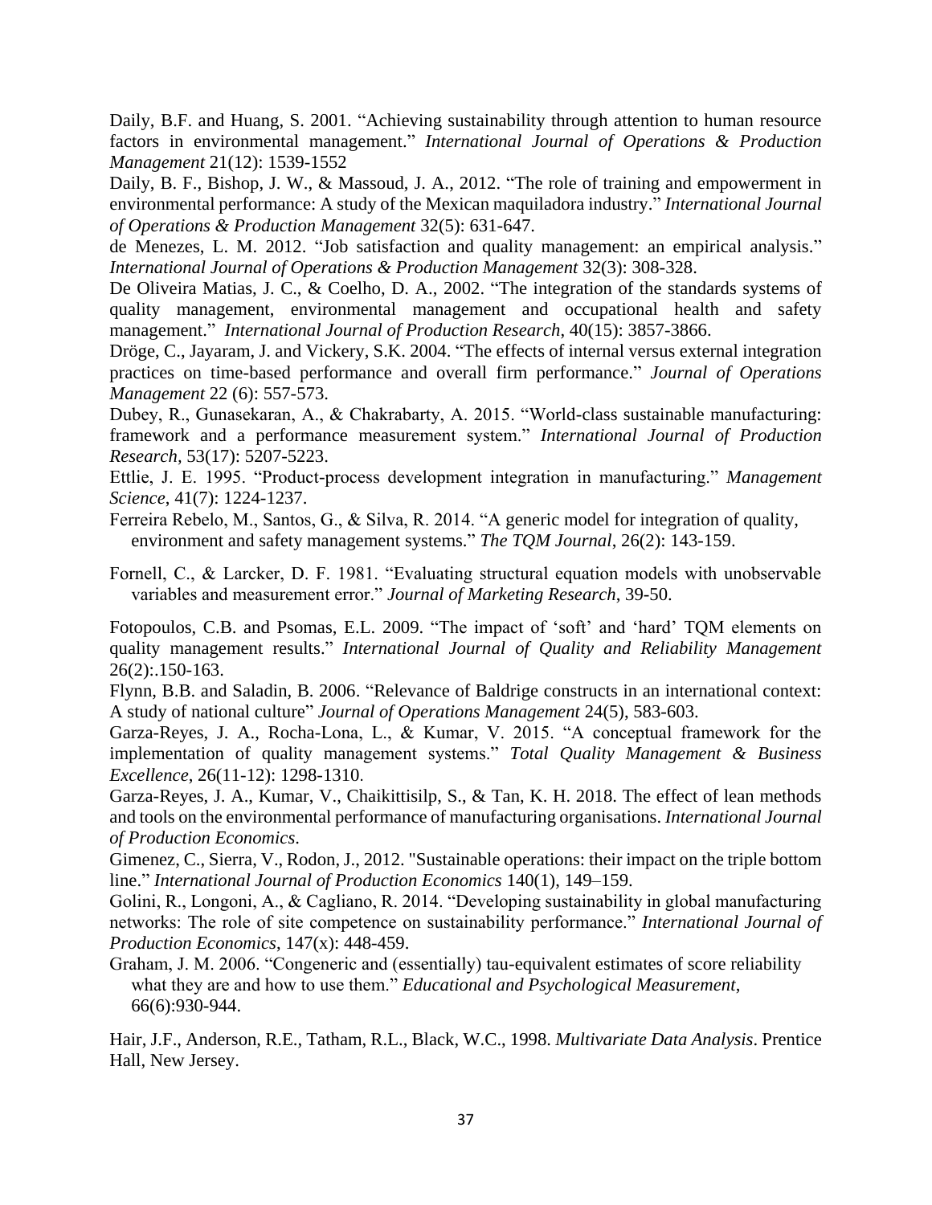Daily, B.F. and Huang, S. 2001. "Achieving sustainability through attention to human resource factors in environmental management." *International Journal of Operations & Production Management* 21(12): 1539-1552

Daily, B. F., Bishop, J. W., & Massoud, J. A., 2012. "The role of training and empowerment in environmental performance: A study of the Mexican maquiladora industry." *International Journal of Operations & Production Management* 32(5): 631-647.

de Menezes, L. M. 2012. "Job satisfaction and quality management: an empirical analysis." *International Journal of Operations & Production Management* 32(3): 308-328.

De Oliveira Matias, J. C., & Coelho, D. A., 2002. "The integration of the standards systems of quality management, environmental management and occupational health and safety management." *International Journal of Production Research*, 40(15): 3857-3866.

Dröge, C., Jayaram, J. and Vickery, S.K. 2004. "The effects of internal versus external integration practices on time-based performance and overall firm performance." *Journal of Operations Management* 22 (6): 557-573.

Dubey, R., Gunasekaran, A., & Chakrabarty, A. 2015. "World-class sustainable manufacturing: framework and a performance measurement system." *International Journal of Production Research*, 53(17): 5207-5223.

Ettlie, J. E. 1995. "Product-process development integration in manufacturing." *Management Science*, 41(7): 1224-1237.

Ferreira Rebelo, M., Santos, G., & Silva, R. 2014. "A generic model for integration of quality, environment and safety management systems." *The TQM Journal*, 26(2): 143-159.

Fornell, C., & Larcker, D. F. 1981. "Evaluating structural equation models with unobservable variables and measurement error." *Journal of Marketing Research*, 39-50.

Fotopoulos, C.B. and Psomas, E.L. 2009. "The impact of 'soft' and 'hard' TQM elements on quality management results." *International Journal of Quality and Reliability Management* 26(2):.150-163.

Flynn, B.B. and Saladin, B. 2006. "Relevance of Baldrige constructs in an international context: A study of national culture" *Journal of Operations Management* 24(5), 583-603.

Garza-Reyes, J. A., Rocha-Lona, L., & Kumar, V. 2015. "A conceptual framework for the implementation of quality management systems." *Total Quality Management & Business Excellence*, 26(11-12): 1298-1310.

Garza-Reyes, J. A., Kumar, V., Chaikittisilp, S., & Tan, K. H. 2018. The effect of lean methods and tools on the environmental performance of manufacturing organisations. *International Journal of Production Economics*.

Gimenez, C., Sierra, V., Rodon, J., 2012. "Sustainable operations: their impact on the triple bottom line." *International Journal of Production Economics* 140(1), 149–159.

Golini, R., Longoni, A., & Cagliano, R. 2014. "Developing sustainability in global manufacturing networks: The role of site competence on sustainability performance." *International Journal of Production Economics*, 147(x): 448-459.

Graham, J. M. 2006. "Congeneric and (essentially) tau-equivalent estimates of score reliability what they are and how to use them." *Educational and Psychological Measurement*, 66(6):930-944.

Hair, J.F., Anderson, R.E., Tatham, R.L., Black, W.C., 1998. *Multivariate Data Analysis*. Prentice Hall, New Jersey.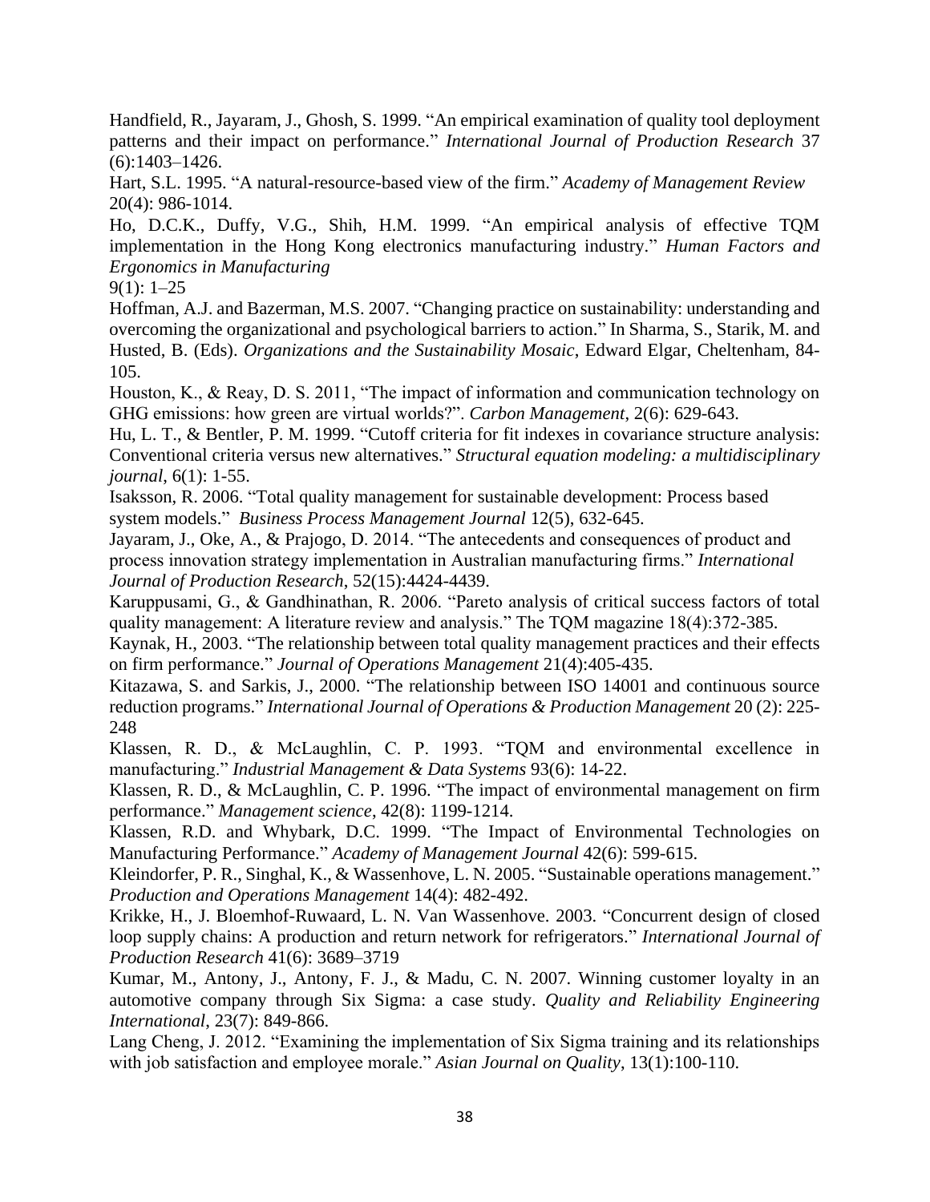Handfield, R., Jayaram, J., Ghosh, S. 1999. "An empirical examination of quality tool deployment patterns and their impact on performance." *International Journal of Production Research* 37 (6):1403–1426.

Hart, S.L. 1995. "A natural-resource-based view of the firm." *Academy of Management Review* 20(4): 986-1014.

Ho, D.C.K., Duffy, V.G., Shih, H.M. 1999. "An empirical analysis of effective TQM implementation in the Hong Kong electronics manufacturing industry." *Human Factors and Ergonomics in Manufacturing*
9(1): 1–25

Hoffman, A.J. and Bazerman, M.S. 2007. "Changing practice on sustainability: understanding and overcoming the organizational and psychological barriers to action." In Sharma, S., Starik, M. and Husted, B. (Eds). *Organizations and the Sustainability Mosaic*, Edward Elgar, Cheltenham, 84-105.

Houston, K., & Reay, D. S. 2011, "The impact of information and communication technology on GHG emissions: how green are virtual worlds?". *Carbon Management*, 2(6): 629-643.

Hu, L. T., & Bentler, P. M. 1999. "Cutoff criteria for fit indexes in covariance structure analysis: Conventional criteria versus new alternatives." *Structural equation modeling: a multidisciplinary journal*, 6(1): 1-55.

Isaksson, R. 2006. "Total quality management for sustainable development: Process based system models." *Business Process Management Journal* 12(5), 632-645.

Jayaram, J., Oke, A., & Prajogo, D. 2014. "The antecedents and consequences of product and process innovation strategy implementation in Australian manufacturing firms." *International Journal of Production Research*, 52(15):4424-4439.

Karuppusami, G., & Gandhinathan, R. 2006. "Pareto analysis of critical success factors of total quality management: A literature review and analysis." The TQM magazine 18(4):372-385.

Kaynak, H., 2003. "The relationship between total quality management practices and their effects on firm performance." *Journal of Operations Management* 21(4):405-435.

Kitazawa, S. and Sarkis, J., 2000. "The relationship between ISO 14001 and continuous source reduction programs." *International Journal of Operations & Production Management* 20 (2): 225-248

Klassen, R. D., & McLaughlin, C. P. 1993. "TQM and environmental excellence in manufacturing." *Industrial Management & Data Systems* 93(6): 14-22.

Klassen, R. D., & McLaughlin, C. P. 1996. "The impact of environmental management on firm performance." *Management science*, 42(8): 1199-1214.

Klassen, R.D. and Whybark, D.C. 1999. "The Impact of Environmental Technologies on Manufacturing Performance." *Academy of Management Journal* 42(6): 599-615.

Kleindorfer, P. R., Singhal, K., & Wassenhove, L. N. 2005. "Sustainable operations management." *Production and Operations Management* 14(4): 482-492.

Krikke, H., J. Bloemhof-Ruwaard, L. N. Van Wassenhove. 2003. "Concurrent design of closed loop supply chains: A production and return network for refrigerators." *International Journal of Production Research* 41(6): 3689–3719

Kumar, M., Antony, J., Antony, F. J., & Madu, C. N. 2007. Winning customer loyalty in an automotive company through Six Sigma: a case study. *Quality and Reliability Engineering International*, 23(7): 849-866.

Lang Cheng, J. 2012. "Examining the implementation of Six Sigma training and its relationships with job satisfaction and employee morale." *Asian Journal on Quality*, 13(1):100-110.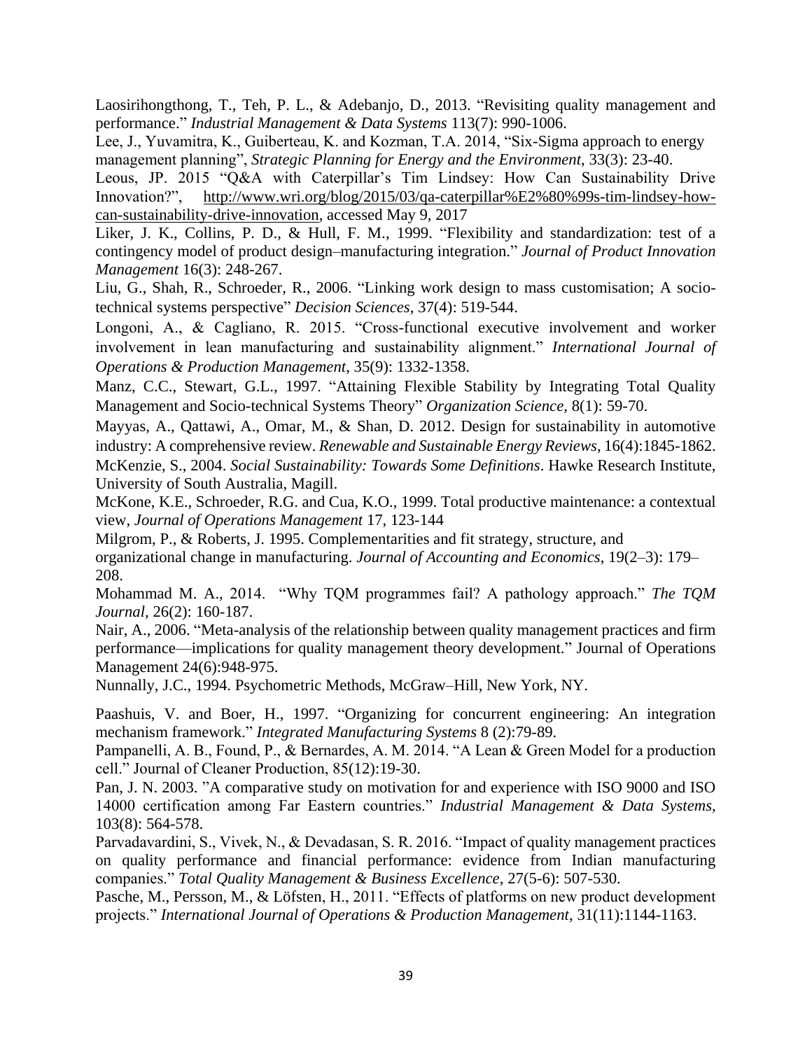Laosirihongthong, T., Teh, P. L., & Adebanjo, D., 2013. "Revisiting quality management and performance." *Industrial Management & Data Systems* 113(7): 990-1006.

Lee, J., Yuvamitra, K., Guiberteau, K. and Kozman, T.A. 2014, "Six-Sigma approach to energy management planning", *Strategic Planning for Energy and the Environment*, 33(3): 23-40.

Leous, JP. 2015 "Q&A with Caterpillar's Tim Lindsey: How Can Sustainability Drive Innovation?", http://www.wri.org/blog/2015/03/qa-caterpillar%E2%80%99s-tim-lindsey-how-can-sustainability-drive-innovation, accessed May 9, 2017

Liker, J. K., Collins, P. D., & Hull, F. M., 1999. "Flexibility and standardization: test of a contingency model of product design–manufacturing integration." *Journal of Product Innovation Management* 16(3): 248-267.

Liu, G., Shah, R., Schroeder, R., 2006. "Linking work design to mass customisation; A socio-technical systems perspective" *Decision Sciences*, 37(4): 519-544.

Longoni, A., & Cagliano, R. 2015. "Cross-functional executive involvement and worker involvement in lean manufacturing and sustainability alignment." *International Journal of Operations & Production Management*, 35(9): 1332-1358.

Manz, C.C., Stewart, G.L., 1997. "Attaining Flexible Stability by Integrating Total Quality Management and Socio-technical Systems Theory" *Organization Science*, 8(1): 59-70.

Mayyas, A., Qattawi, A., Omar, M., & Shan, D. 2012. Design for sustainability in automotive industry: A comprehensive review. *Renewable and Sustainable Energy Reviews*, 16(4):1845-1862.

McKenzie, S., 2004. *Social Sustainability: Towards Some Definitions*. Hawke Research Institute, University of South Australia, Magill.

McKone, K.E., Schroeder, R.G. and Cua, K.O., 1999. Total productive maintenance: a contextual view, *Journal of Operations Management* 17, 123-144

Milgrom, P., & Roberts, J. 1995. Complementarities and fit strategy, structure, and organizational change in manufacturing. *Journal of Accounting and Economics*, 19(2–3): 179–208.

Mohammad M. A., 2014. "Why TQM programmes fail? A pathology approach." *The TQM Journal*, 26(2): 160-187.

Nair, A., 2006. "Meta-analysis of the relationship between quality management practices and firm performance—implications for quality management theory development." Journal of Operations Management 24(6):948-975.

Nunnally, J.C., 1994. Psychometric Methods, McGraw–Hill, New York, NY.

Paashuis, V. and Boer, H., 1997. "Organizing for concurrent engineering: An integration mechanism framework." *Integrated Manufacturing Systems* 8 (2):79-89.

Pampanelli, A. B., Found, P., & Bernardes, A. M. 2014. "A Lean & Green Model for a production cell." Journal of Cleaner Production, 85(12):19-30.

Pan, J. N. 2003. "A comparative study on motivation for and experience with ISO 9000 and ISO 14000 certification among Far Eastern countries." *Industrial Management & Data Systems*, 103(8): 564-578.

Parvadavardini, S., Vivek, N., & Devadasan, S. R. 2016. "Impact of quality management practices on quality performance and financial performance: evidence from Indian manufacturing companies." *Total Quality Management & Business Excellence*, 27(5-6): 507-530.

Pasche, M., Persson, M., & Löfsten, H., 2011. "Effects of platforms on new product development projects." *International Journal of Operations & Production Management*, 31(11):1144-1163.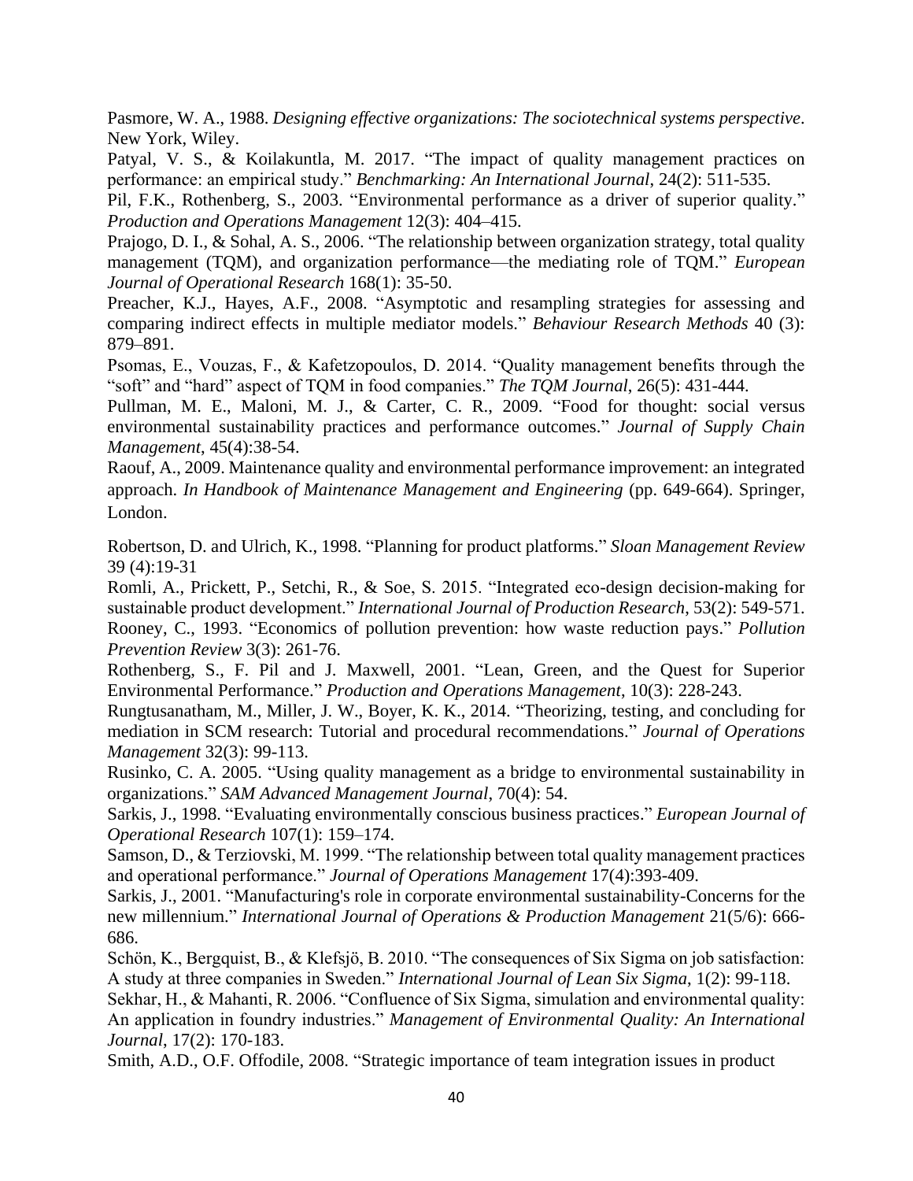Pasmore, W. A., 1988. *Designing effective organizations: The sociotechnical systems perspective*. New York, Wiley.

Patyal, V. S., & Koilakuntla, M. 2017. "The impact of quality management practices on performance: an empirical study." *Benchmarking: An International Journal*, 24(2): 511-535.

Pil, F.K., Rothenberg, S., 2003. "Environmental performance as a driver of superior quality." *Production and Operations Management* 12(3): 404–415.

Prajogo, D. I., & Sohal, A. S., 2006. "The relationship between organization strategy, total quality management (TQM), and organization performance—the mediating role of TQM." *European Journal of Operational Research* 168(1): 35-50.

Preacher, K.J., Hayes, A.F., 2008. "Asymptotic and resampling strategies for assessing and comparing indirect effects in multiple mediator models." *Behaviour Research Methods* 40 (3): 879–891.

Psomas, E., Vouzas, F., & Kafetzopoulos, D. 2014. "Quality management benefits through the "soft" and "hard" aspect of TQM in food companies." *The TQM Journal*, 26(5): 431-444.

Pullman, M. E., Maloni, M. J., & Carter, C. R., 2009. "Food for thought: social versus environmental sustainability practices and performance outcomes." *Journal of Supply Chain Management*, 45(4):38-54.

Raouf, A., 2009. Maintenance quality and environmental performance improvement: an integrated approach. *In Handbook of Maintenance Management and Engineering* (pp. 649-664). Springer, London.

Robertson, D. and Ulrich, K., 1998. "Planning for product platforms." *Sloan Management Review* 39 (4):19-31

Romli, A., Prickett, P., Setchi, R., & Soe, S. 2015. "Integrated eco-design decision-making for sustainable product development." *International Journal of Production Research*, 53(2): 549-571.

Rooney, C., 1993. "Economics of pollution prevention: how waste reduction pays." *Pollution Prevention Review* 3(3): 261-76.

Rothenberg, S., F. Pil and J. Maxwell, 2001. "Lean, Green, and the Quest for Superior Environmental Performance." *Production and Operations Management*, 10(3): 228-243.

Rungtusanatham, M., Miller, J. W., Boyer, K. K., 2014. "Theorizing, testing, and concluding for mediation in SCM research: Tutorial and procedural recommendations." *Journal of Operations Management* 32(3): 99-113.

Rusinko, C. A. 2005. "Using quality management as a bridge to environmental sustainability in organizations." *SAM Advanced Management Journal*, 70(4): 54.

Sarkis, J., 1998. "Evaluating environmentally conscious business practices." *European Journal of Operational Research* 107(1): 159–174.

Samson, D., & Terziovski, M. 1999. "The relationship between total quality management practices and operational performance." *Journal of Operations Management* 17(4):393-409.

Sarkis, J., 2001. "Manufacturing's role in corporate environmental sustainability-Concerns for the new millennium." *International Journal of Operations & Production Management* 21(5/6): 666-686.

Schön, K., Bergquist, B., & Klefsjö, B. 2010. "The consequences of Six Sigma on job satisfaction: A study at three companies in Sweden." *International Journal of Lean Six Sigma*, 1(2): 99-118.

Sekhar, H., & Mahanti, R. 2006. "Confluence of Six Sigma, simulation and environmental quality: An application in foundry industries." *Management of Environmental Quality: An International Journal*, 17(2): 170-183.

Smith, A.D., O.F. Offodile, 2008. "Strategic importance of team integration issues in product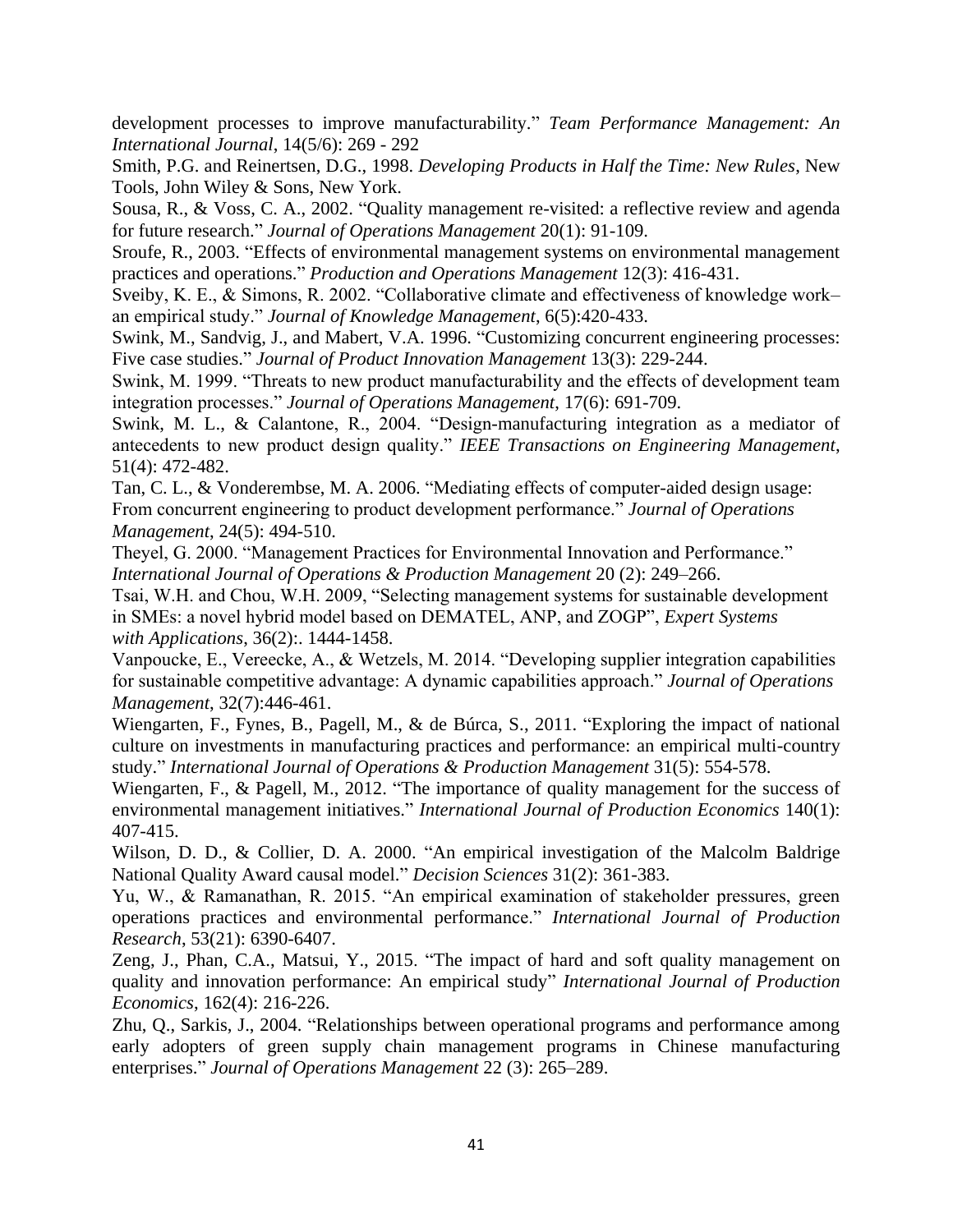development processes to improve manufacturability." *Team Performance Management: An International Journal*, 14(5/6): 269 - 292

Smith, P.G. and Reinertsen, D.G., 1998. *Developing Products in Half the Time: New Rules*, New Tools, John Wiley & Sons, New York.

Sousa, R., & Voss, C. A., 2002. "Quality management re-visited: a reflective review and agenda for future research." *Journal of Operations Management* 20(1): 91-109.

Sroufe, R., 2003. "Effects of environmental management systems on environmental management practices and operations." *Production and Operations Management* 12(3): 416-431.

Sveiby, K. E., & Simons, R. 2002. "Collaborative climate and effectiveness of knowledge work–an empirical study." *Journal of Knowledge Management*, 6(5):420-433.

Swink, M., Sandvig, J., and Mabert, V.A. 1996. "Customizing concurrent engineering processes: Five case studies." *Journal of Product Innovation Management* 13(3): 229-244.

Swink, M. 1999. "Threats to new product manufacturability and the effects of development team integration processes." *Journal of Operations Management*, 17(6): 691-709.

Swink, M. L., & Calantone, R., 2004. "Design-manufacturing integration as a mediator of antecedents to new product design quality." *IEEE Transactions on Engineering Management*, 51(4): 472-482.

Tan, C. L., & Vonderembse, M. A. 2006. "Mediating effects of computer-aided design usage: From concurrent engineering to product development performance." *Journal of Operations Management*, 24(5): 494-510.

Theyel, G. 2000. "Management Practices for Environmental Innovation and Performance." *International Journal of Operations & Production Management* 20 (2): 249–266.

Tsai, W.H. and Chou, W.H. 2009, "Selecting management systems for sustainable development in SMEs: a novel hybrid model based on DEMATEL, ANP, and ZOGP", *Expert Systems with Applications*, 36(2):. 1444-1458.

Vanpoucke, E., Vereecke, A., & Wetzels, M. 2014. "Developing supplier integration capabilities for sustainable competitive advantage: A dynamic capabilities approach." *Journal of Operations Management*, 32(7):446-461.

Wiengarten, F., Fynes, B., Pagell, M., & de Búrca, S., 2011. "Exploring the impact of national culture on investments in manufacturing practices and performance: an empirical multi-country study." *International Journal of Operations & Production Management* 31(5): 554-578.

Wiengarten, F., & Pagell, M., 2012. "The importance of quality management for the success of environmental management initiatives." *International Journal of Production Economics* 140(1): 407-415.

Wilson, D. D., & Collier, D. A. 2000. "An empirical investigation of the Malcolm Baldrige National Quality Award causal model." *Decision Sciences* 31(2): 361-383.

Yu, W., & Ramanathan, R. 2015. "An empirical examination of stakeholder pressures, green operations practices and environmental performance." *International Journal of Production Research*, 53(21): 6390-6407.

Zeng, J., Phan, C.A., Matsui, Y., 2015. "The impact of hard and soft quality management on quality and innovation performance: An empirical study" *International Journal of Production Economics*, 162(4): 216-226.

Zhu, Q., Sarkis, J., 2004. "Relationships between operational programs and performance among early adopters of green supply chain management programs in Chinese manufacturing enterprises." *Journal of Operations Management* 22 (3): 265–289.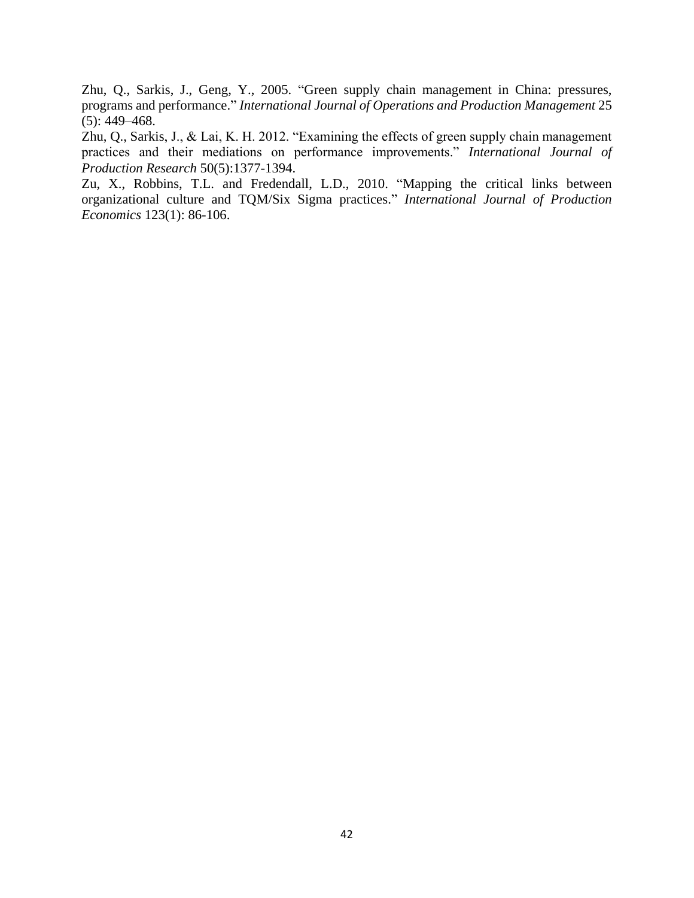Zhu, Q., Sarkis, J., Geng, Y., 2005. "Green supply chain management in China: pressures, programs and performance." *International Journal of Operations and Production Management* 25 (5): 449–468.

Zhu, Q., Sarkis, J., & Lai, K. H. 2012. "Examining the effects of green supply chain management practices and their mediations on performance improvements." *International Journal of Production Research* 50(5):1377-1394.

Zu, X., Robbins, T.L. and Fredendall, L.D., 2010. "Mapping the critical links between organizational culture and TQM/Six Sigma practices." *International Journal of Production Economics* 123(1): 86-106.